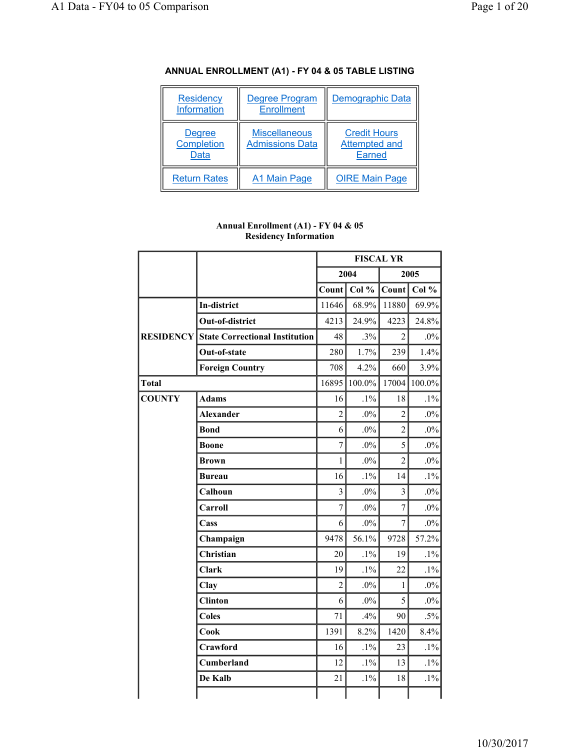## ANNUAL ENROLLMENT (A1) - FY 04 & 05 TABLE LISTING

| Residency Information | Degree Program Enrollment | Demographic Data |
|---|---|---|
| Degree Completion Data | Miscellaneous Admissions Data | Credit Hours Attempted and Earned |
| Return Rates | A1 Main Page | OIRE Main Page |

### Annual Enrollment (A1) - FY 04 & 05
### Residency Information

| | | FISCAL YR | | | |
|---|---|---|---|---|---|
| | | 2004 | | 2005 | |
| | | Count | Col % | Count | Col % |
| **RESIDENCY** | **In-district** | 11646 | 68.9% | 11880 | 69.9% |
| | **Out-of-district** | 4213 | 24.9% | 4223 | 24.8% |
| | **State Correctional Institution** | 48 | .3% | 2 | .0% |
| | **Out-of-state** | 280 | 1.7% | 239 | 1.4% |
| | **Foreign Country** | 708 | 4.2% | 660 | 3.9% |
| **Total** | | 16895 | 100.0% | 17004 | 100.0% |
| **COUNTY** | **Adams** | 16 | .1% | 18 | .1% |
| | **Alexander** | 2 | .0% | 2 | .0% |
| | **Bond** | 6 | .0% | 2 | .0% |
| | **Boone** | 7 | .0% | 5 | .0% |
| | **Brown** | 1 | .0% | 2 | .0% |
| | **Bureau** | 16 | .1% | 14 | .1% |
| | **Calhoun** | 3 | .0% | 3 | .0% |
| | **Carroll** | 7 | .0% | 7 | .0% |
| | **Cass** | 6 | .0% | 7 | .0% |
| | **Champaign** | 9478 | 56.1% | 9728 | 57.2% |
| | **Christian** | 20 | .1% | 19 | .1% |
| | **Clark** | 19 | .1% | 22 | .1% |
| | **Clay** | 2 | .0% | 1 | .0% |
| | **Clinton** | 6 | .0% | 5 | .0% |
| | **Coles** | 71 | .4% | 90 | .5% |
| | **Cook** | 1391 | 8.2% | 1420 | 8.4% |
| | **Crawford** | 16 | .1% | 23 | .1% |
| | **Cumberland** | 12 | .1% | 13 | .1% |
| | **De Kalb** | 21 | .1% | 18 | .1% |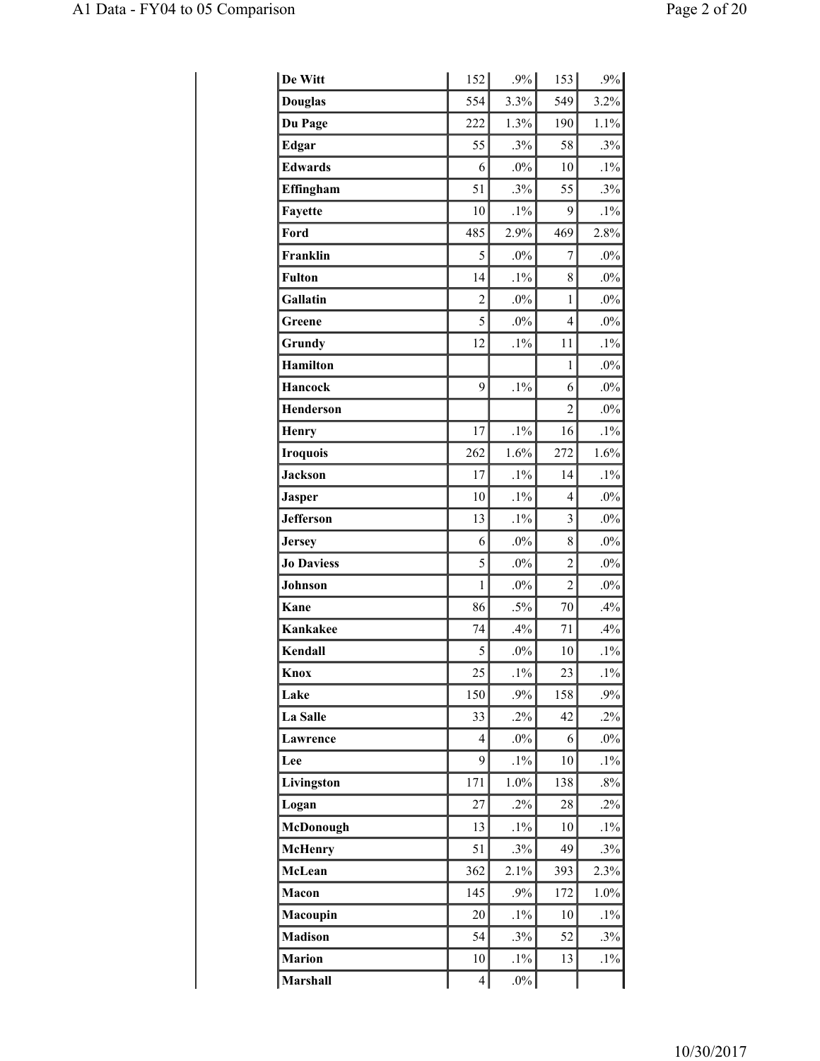| | | | | |
|---|---|---|---|---|
| **De Witt** | 152 | .9% | 153 | .9% |
| **Douglas** | 554 | 3.3% | 549 | 3.2% |
| **Du Page** | 222 | 1.3% | 190 | 1.1% |
| **Edgar** | 55 | .3% | 58 | .3% |
| **Edwards** | 6 | .0% | 10 | .1% |
| **Effingham** | 51 | .3% | 55 | .3% |
| **Fayette** | 10 | .1% | 9 | .1% |
| **Ford** | 485 | 2.9% | 469 | 2.8% |
| **Franklin** | 5 | .0% | 7 | .0% |
| **Fulton** | 14 | .1% | 8 | .0% |
| **Gallatin** | 2 | .0% | 1 | .0% |
| **Greene** | 5 | .0% | 4 | .0% |
| **Grundy** | 12 | .1% | 11 | .1% |
| **Hamilton** | | | 1 | .0% |
| **Hancock** | 9 | .1% | 6 | .0% |
| **Henderson** | | | 2 | .0% |
| **Henry** | 17 | .1% | 16 | .1% |
| **Iroquois** | 262 | 1.6% | 272 | 1.6% |
| **Jackson** | 17 | .1% | 14 | .1% |
| **Jasper** | 10 | .1% | 4 | .0% |
| **Jefferson** | 13 | .1% | 3 | .0% |
| **Jersey** | 6 | .0% | 8 | .0% |
| **Jo Daviess** | 5 | .0% | 2 | .0% |
| **Johnson** | 1 | .0% | 2 | .0% |
| **Kane** | 86 | .5% | 70 | .4% |
| **Kankakee** | 74 | .4% | 71 | .4% |
| **Kendall** | 5 | .0% | 10 | .1% |
| **Knox** | 25 | .1% | 23 | .1% |
| **Lake** | 150 | .9% | 158 | .9% |
| **La Salle** | 33 | .2% | 42 | .2% |
| **Lawrence** | 4 | .0% | 6 | .0% |
| **Lee** | 9 | .1% | 10 | .1% |
| **Livingston** | 171 | 1.0% | 138 | .8% |
| **Logan** | 27 | .2% | 28 | .2% |
| **McDonough** | 13 | .1% | 10 | .1% |
| **McHenry** | 51 | .3% | 49 | .3% |
| **McLean** | 362 | 2.1% | 393 | 2.3% |
| **Macon** | 145 | .9% | 172 | 1.0% |
| **Macoupin** | 20 | .1% | 10 | .1% |
| **Madison** | 54 | .3% | 52 | .3% |
| **Marion** | 10 | .1% | 13 | .1% |
| **Marshall** | 4 | .0% | | |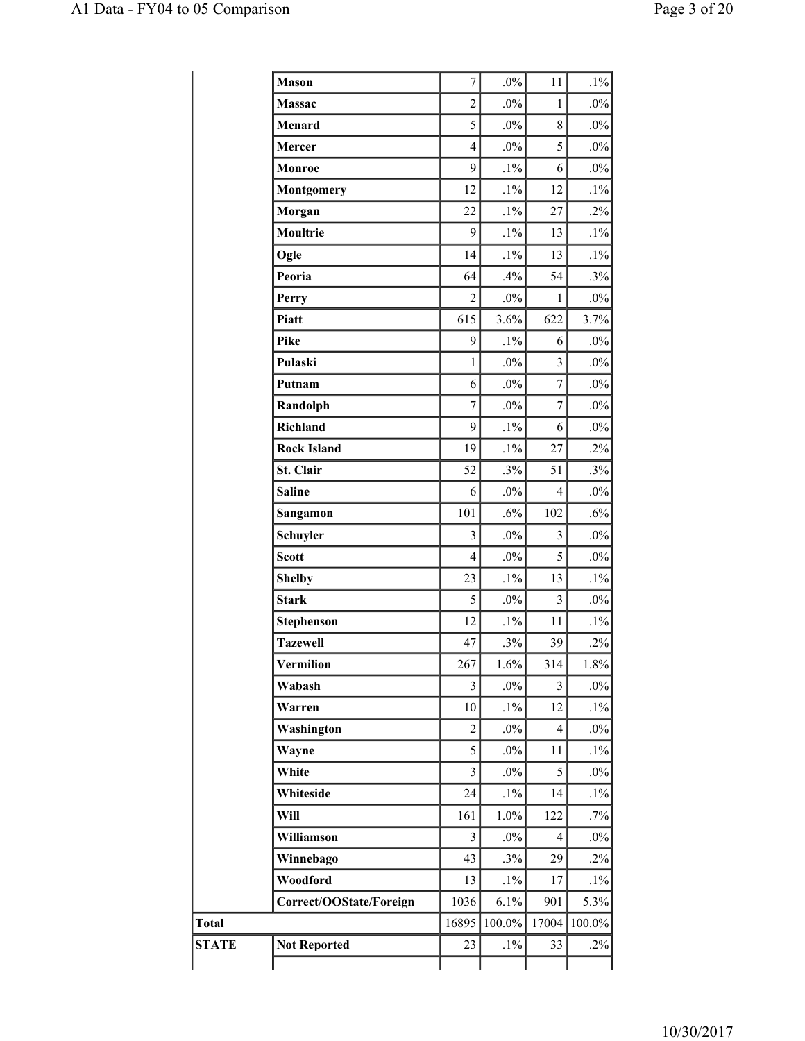| | | | | | |
|---|---|---|---|---|---|
| | Mason | 7 | .0% | 11 | .1% |
| | Massac | 2 | .0% | 1 | .0% |
| | Menard | 5 | .0% | 8 | .0% |
| | Mercer | 4 | .0% | 5 | .0% |
| | Monroe | 9 | .1% | 6 | .0% |
| | Montgomery | 12 | .1% | 12 | .1% |
| | Morgan | 22 | .1% | 27 | .2% |
| | Moultrie | 9 | .1% | 13 | .1% |
| | Ogle | 14 | .1% | 13 | .1% |
| | Peoria | 64 | .4% | 54 | .3% |
| | Perry | 2 | .0% | 1 | .0% |
| | Piatt | 615 | 3.6% | 622 | 3.7% |
| | Pike | 9 | .1% | 6 | .0% |
| | Pulaski | 1 | .0% | 3 | .0% |
| | Putnam | 6 | .0% | 7 | .0% |
| | Randolph | 7 | .0% | 7 | .0% |
| | Richland | 9 | .1% | 6 | .0% |
| | Rock Island | 19 | .1% | 27 | .2% |
| | St. Clair | 52 | .3% | 51 | .3% |
| | Saline | 6 | .0% | 4 | .0% |
| | Sangamon | 101 | .6% | 102 | .6% |
| | Schuyler | 3 | .0% | 3 | .0% |
| | Scott | 4 | .0% | 5 | .0% |
| | Shelby | 23 | .1% | 13 | .1% |
| | Stark | 5 | .0% | 3 | .0% |
| | Stephenson | 12 | .1% | 11 | .1% |
| | Tazewell | 47 | .3% | 39 | .2% |
| | Vermilion | 267 | 1.6% | 314 | 1.8% |
| | Wabash | 3 | .0% | 3 | .0% |
| | Warren | 10 | .1% | 12 | .1% |
| | Washington | 2 | .0% | 4 | .0% |
| | Wayne | 5 | .0% | 11 | .1% |
| | White | 3 | .0% | 5 | .0% |
| | Whiteside | 24 | .1% | 14 | .1% |
| | Will | 161 | 1.0% | 122 | .7% |
| | Williamson | 3 | .0% | 4 | .0% |
| | Winnebago | 43 | .3% | 29 | .2% |
| | Woodford | 13 | .1% | 17 | .1% |
| | Correct/OOState/Foreign | 1036 | 6.1% | 901 | 5.3% |
| Total | | 16895 | 100.0% | 17004 | 100.0% |
| STATE | Not Reported | 23 | .1% | 33 | .2% |
| | | | | | |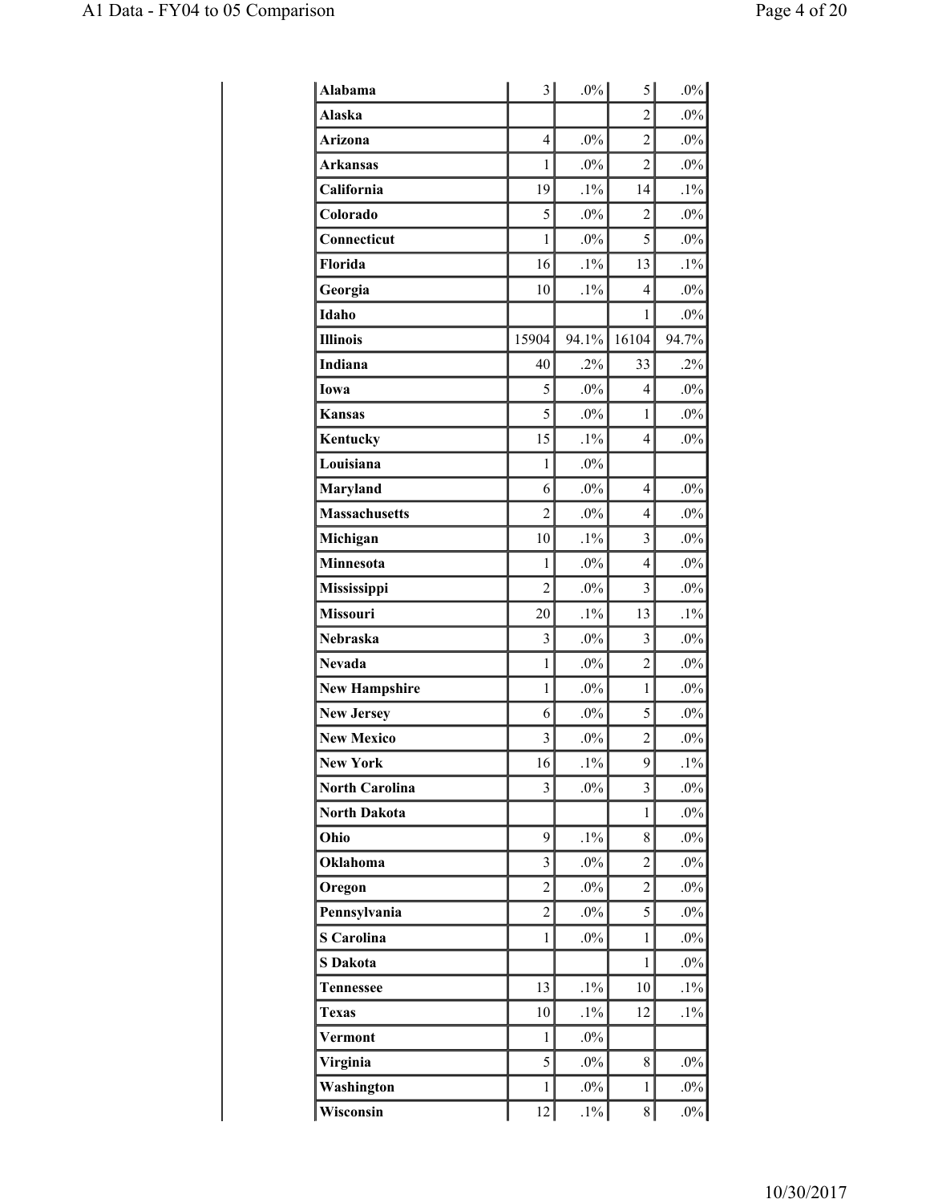| | | | | |
|---|---|---|---|---|
| **Alabama** | 3 | .0% | 5 | .0% |
| **Alaska** | | | 2 | .0% |
| **Arizona** | 4 | .0% | 2 | .0% |
| **Arkansas** | 1 | .0% | 2 | .0% |
| **California** | 19 | .1% | 14 | .1% |
| **Colorado** | 5 | .0% | 2 | .0% |
| **Connecticut** | 1 | .0% | 5 | .0% |
| **Florida** | 16 | .1% | 13 | .1% |
| **Georgia** | 10 | .1% | 4 | .0% |
| **Idaho** | | | 1 | .0% |
| **Illinois** | 15904 | 94.1% | 16104 | 94.7% |
| **Indiana** | 40 | .2% | 33 | .2% |
| **Iowa** | 5 | .0% | 4 | .0% |
| **Kansas** | 5 | .0% | 1 | .0% |
| **Kentucky** | 15 | .1% | 4 | .0% |
| **Louisiana** | 1 | .0% | | |
| **Maryland** | 6 | .0% | 4 | .0% |
| **Massachusetts** | 2 | .0% | 4 | .0% |
| **Michigan** | 10 | .1% | 3 | .0% |
| **Minnesota** | 1 | .0% | 4 | .0% |
| **Mississippi** | 2 | .0% | 3 | .0% |
| **Missouri** | 20 | .1% | 13 | .1% |
| **Nebraska** | 3 | .0% | 3 | .0% |
| **Nevada** | 1 | .0% | 2 | .0% |
| **New Hampshire** | 1 | .0% | 1 | .0% |
| **New Jersey** | 6 | .0% | 5 | .0% |
| **New Mexico** | 3 | .0% | 2 | .0% |
| **New York** | 16 | .1% | 9 | .1% |
| **North Carolina** | 3 | .0% | 3 | .0% |
| **North Dakota** | | | 1 | .0% |
| **Ohio** | 9 | .1% | 8 | .0% |
| **Oklahoma** | 3 | .0% | 2 | .0% |
| **Oregon** | 2 | .0% | 2 | .0% |
| **Pennsylvania** | 2 | .0% | 5 | .0% |
| **S Carolina** | 1 | .0% | 1 | .0% |
| **S Dakota** | | | 1 | .0% |
| **Tennessee** | 13 | .1% | 10 | .1% |
| **Texas** | 10 | .1% | 12 | .1% |
| **Vermont** | 1 | .0% | | |
| **Virginia** | 5 | .0% | 8 | .0% |
| **Washington** | 1 | .0% | 1 | .0% |
| **Wisconsin** | 12 | .1% | 8 | .0% |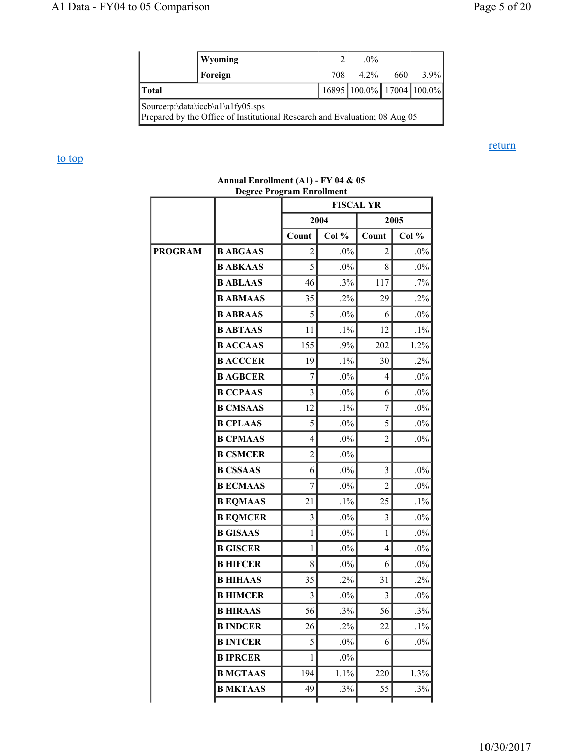| | | | | | |
|---|---|---|---|---|---|
| | Wyoming | 2 | .0% | | |
| | Foreign | 708 | 4.2% | 660 | 3.9% |
| Total | | 16895 | 100.0% | 17004 | 100.0% |

Source:p:\data\iccb\a1\a1fy05.sps
Prepared by the Office of Institutional Research and Evaluation; 08 Aug 05

return

to top

**Annual Enrollment (A1) - FY 04 & 05**
**Degree Program Enrollment**

| | | FISCAL YR | | | |
|---|---|---|---|---|---|
| | | 2004 | | 2005 | |
| | | Count | Col % | Count | Col % |
| PROGRAM | B ABGAAS | 2 | .0% | 2 | .0% |
| | B ABKAAS | 5 | .0% | 8 | .0% |
| | B ABLAAS | 46 | .3% | 117 | .7% |
| | B ABMAAS | 35 | .2% | 29 | .2% |
| | B ABRAAS | 5 | .0% | 6 | .0% |
| | B ABTAAS | 11 | .1% | 12 | .1% |
| | B ACCAAS | 155 | .9% | 202 | 1.2% |
| | B ACCCER | 19 | .1% | 30 | .2% |
| | B AGBCER | 7 | .0% | 4 | .0% |
| | B CCPAAS | 3 | .0% | 6 | .0% |
| | B CMSAAS | 12 | .1% | 7 | .0% |
| | B CPLAAS | 5 | .0% | 5 | .0% |
| | B CPMAAS | 4 | .0% | 2 | .0% |
| | B CSMCER | 2 | .0% | | |
| | B CSSAAS | 6 | .0% | 3 | .0% |
| | B ECMAAS | 7 | .0% | 2 | .0% |
| | B EQMAAS | 21 | .1% | 25 | .1% |
| | B EQMCER | 3 | .0% | 3 | .0% |
| | B GISAAS | 1 | .0% | 1 | .0% |
| | B GISCER | 1 | .0% | 4 | .0% |
| | B HIFCER | 8 | .0% | 6 | .0% |
| | B HIHAAS | 35 | .2% | 31 | .2% |
| | B HIMCER | 3 | .0% | 3 | .0% |
| | B HIRAAS | 56 | .3% | 56 | .3% |
| | B INDCER | 26 | .2% | 22 | .1% |
| | B INTCER | 5 | .0% | 6 | .0% |
| | B IPRCER | 1 | .0% | | |
| | B MGTAAS | 194 | 1.1% | 220 | 1.3% |
| | B MKTAAS | 49 | .3% | 55 | .3% |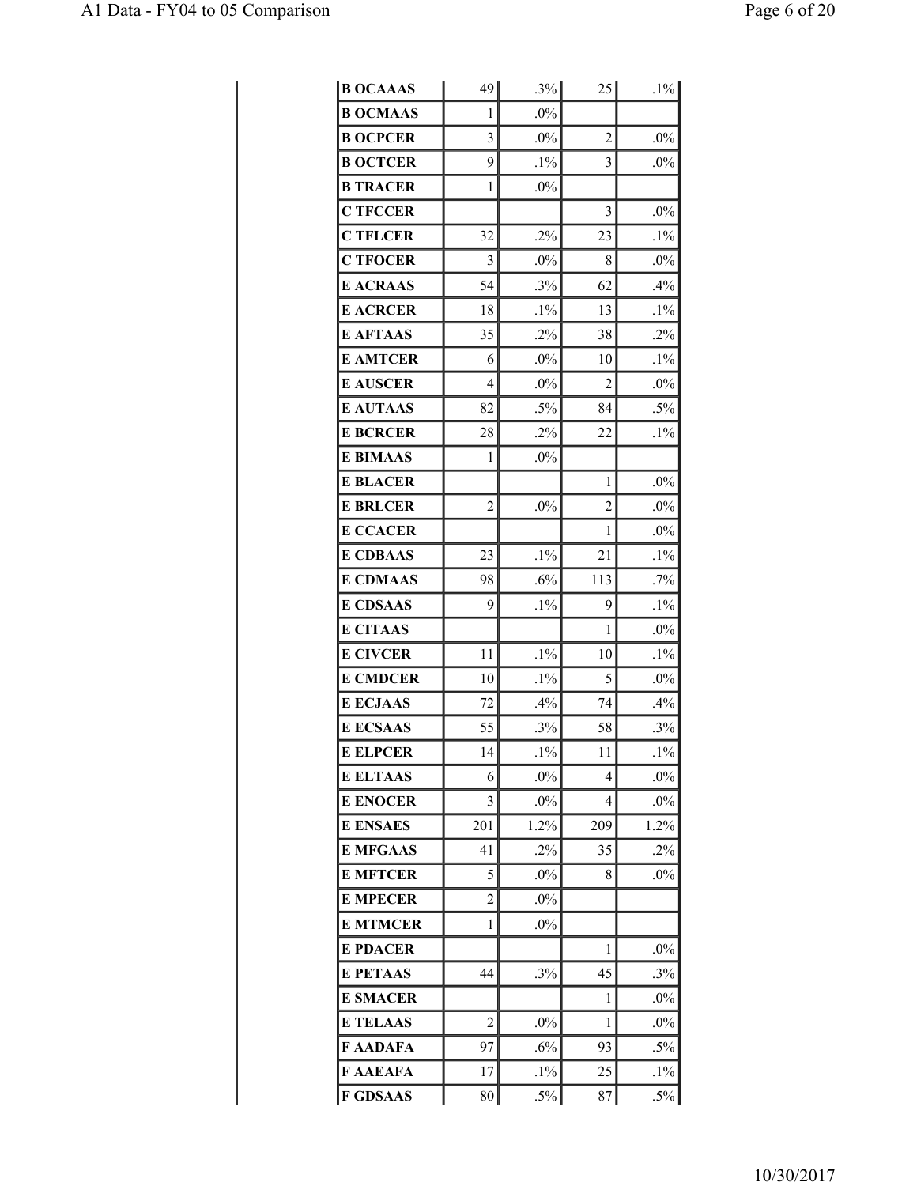| | | | | |
|---|---|---|---|---|
| **B OCAAAS** | 49 | .3% | 25 | .1% |
| **B OCMAAS** | 1 | .0% | | |
| **B OCPCER** | 3 | .0% | 2 | .0% |
| **B OCTCER** | 9 | .1% | 3 | .0% |
| **B TRACER** | 1 | .0% | | |
| **C TFCCER** | | | 3 | .0% |
| **C TFLCER** | 32 | .2% | 23 | .1% |
| **C TFOCER** | 3 | .0% | 8 | .0% |
| **E ACRAAS** | 54 | .3% | 62 | .4% |
| **E ACRCER** | 18 | .1% | 13 | .1% |
| **E AFTAAS** | 35 | .2% | 38 | .2% |
| **E AMTCER** | 6 | .0% | 10 | .1% |
| **E AUSCER** | 4 | .0% | 2 | .0% |
| **E AUTAAS** | 82 | .5% | 84 | .5% |
| **E BCRCER** | 28 | .2% | 22 | .1% |
| **E BIMAAS** | 1 | .0% | | |
| **E BLACER** | | | 1 | .0% |
| **E BRLCER** | 2 | .0% | 2 | .0% |
| **E CCACER** | | | 1 | .0% |
| **E CDBAAS** | 23 | .1% | 21 | .1% |
| **E CDMAAS** | 98 | .6% | 113 | .7% |
| **E CDSAAS** | 9 | .1% | 9 | .1% |
| **E CITAAS** | | | 1 | .0% |
| **E CIVCER** | 11 | .1% | 10 | .1% |
| **E CMDCER** | 10 | .1% | 5 | .0% |
| **E ECJAAS** | 72 | .4% | 74 | .4% |
| **E ECSAAS** | 55 | .3% | 58 | .3% |
| **E ELPCER** | 14 | .1% | 11 | .1% |
| **E ELTAAS** | 6 | .0% | 4 | .0% |
| **E ENOCER** | 3 | .0% | 4 | .0% |
| **E ENSAES** | 201 | 1.2% | 209 | 1.2% |
| **E MFGAAS** | 41 | .2% | 35 | .2% |
| **E MFTCER** | 5 | .0% | 8 | .0% |
| **E MPECER** | 2 | .0% | | |
| **E MTMCER** | 1 | .0% | | |
| **E PDACER** | | | 1 | .0% |
| **E PETAAS** | 44 | .3% | 45 | .3% |
| **E SMACER** | | | 1 | .0% |
| **E TELAAS** | 2 | .0% | 1 | .0% |
| **F AADAFA** | 97 | .6% | 93 | .5% |
| **F AAEAFA** | 17 | .1% | 25 | .1% |
| **F GDSAAS** | 80 | .5% | 87 | .5% |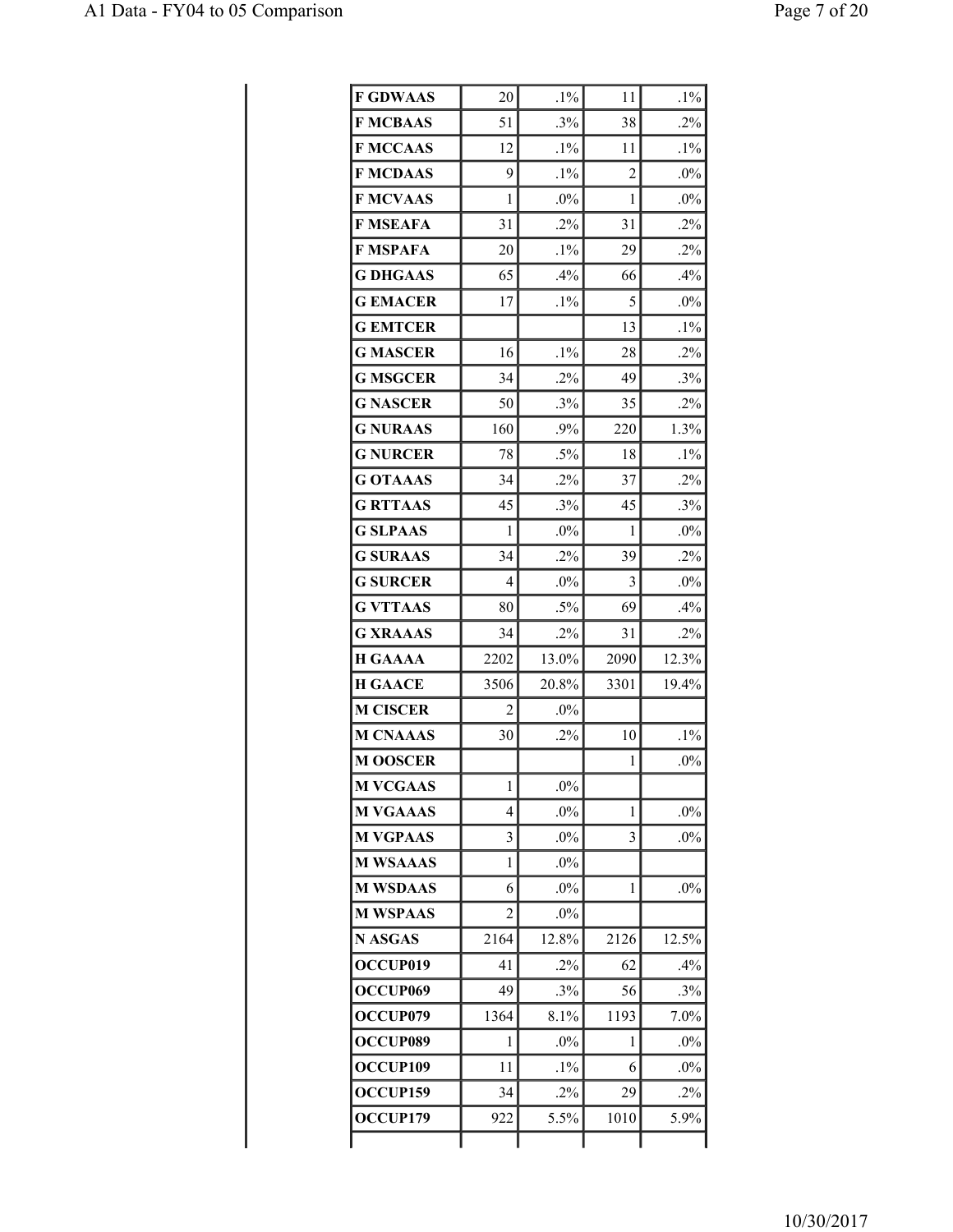| | | | | |
|---|---|---|---|---|
| F GDWAAS | 20 | .1% | 11 | .1% |
| F MCBAAS | 51 | .3% | 38 | .2% |
| F MCCAAS | 12 | .1% | 11 | .1% |
| F MCDAAS | 9 | .1% | 2 | .0% |
| F MCVAAS | 1 | .0% | 1 | .0% |
| F MSEAFA | 31 | .2% | 31 | .2% |
| F MSPAFA | 20 | .1% | 29 | .2% |
| G DHGAAS | 65 | .4% | 66 | .4% |
| G EMACER | 17 | .1% | 5 | .0% |
| G EMTCER | | | 13 | .1% |
| G MASCER | 16 | .1% | 28 | .2% |
| G MSGCER | 34 | .2% | 49 | .3% |
| G NASCER | 50 | .3% | 35 | .2% |
| G NURAAS | 160 | .9% | 220 | 1.3% |
| G NURCER | 78 | .5% | 18 | .1% |
| G OTAAAS | 34 | .2% | 37 | .2% |
| G RTTAAS | 45 | .3% | 45 | .3% |
| G SLPAAS | 1 | .0% | 1 | .0% |
| G SURAAS | 34 | .2% | 39 | .2% |
| G SURCER | 4 | .0% | 3 | .0% |
| G VTTAAS | 80 | .5% | 69 | .4% |
| G XRAAAS | 34 | .2% | 31 | .2% |
| H GAAAA | 2202 | 13.0% | 2090 | 12.3% |
| H GAACE | 3506 | 20.8% | 3301 | 19.4% |
| M CISCER | 2 | .0% | | |
| M CNAAAS | 30 | .2% | 10 | .1% |
| M OOSCER | | | 1 | .0% |
| M VCGAAS | 1 | .0% | | |
| M VGAAAS | 4 | .0% | 1 | .0% |
| M VGPAAS | 3 | .0% | 3 | .0% |
| M WSAAAS | 1 | .0% | | |
| M WSDAAS | 6 | .0% | 1 | .0% |
| M WSPAAS | 2 | .0% | | |
| N ASGAS | 2164 | 12.8% | 2126 | 12.5% |
| OCCUP019 | 41 | .2% | 62 | .4% |
| OCCUP069 | 49 | .3% | 56 | .3% |
| OCCUP079 | 1364 | 8.1% | 1193 | 7.0% |
| OCCUP089 | 1 | .0% | 1 | .0% |
| OCCUP109 | 11 | .1% | 6 | .0% |
| OCCUP159 | 34 | .2% | 29 | .2% |
| OCCUP179 | 922 | 5.5% | 1010 | 5.9% |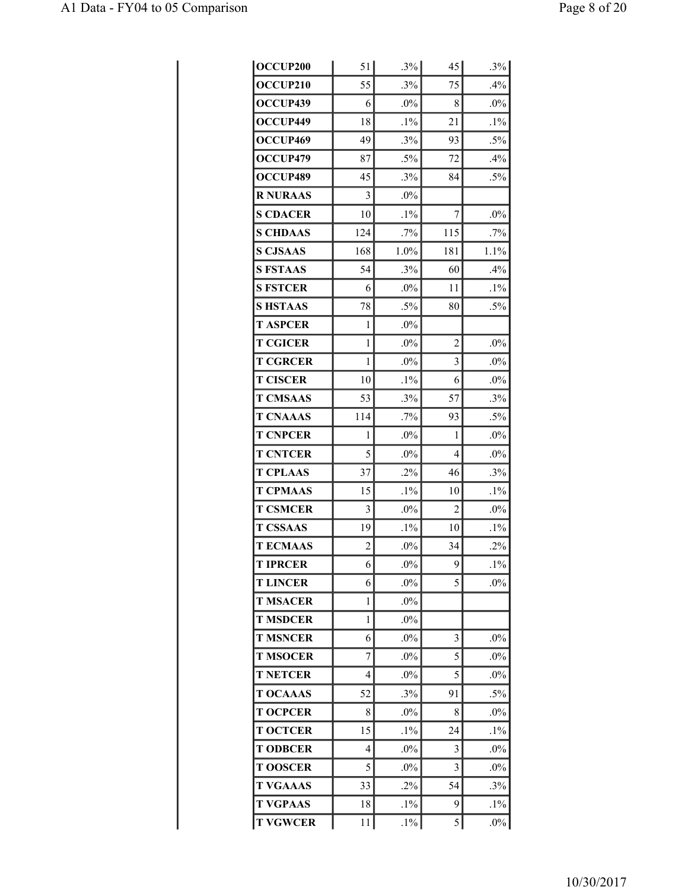| | | | | |
|---|---|---|---|---|
| **OCCUP200** | 51 | .3% | 45 | .3% |
| **OCCUP210** | 55 | .3% | 75 | .4% |
| **OCCUP439** | 6 | .0% | 8 | .0% |
| **OCCUP449** | 18 | .1% | 21 | .1% |
| **OCCUP469** | 49 | .3% | 93 | .5% |
| **OCCUP479** | 87 | .5% | 72 | .4% |
| **OCCUP489** | 45 | .3% | 84 | .5% |
| **R NURAAS** | 3 | .0% | | |
| **S CDACER** | 10 | .1% | 7 | .0% |
| **S CHDAAS** | 124 | .7% | 115 | .7% |
| **S CJSAAS** | 168 | 1.0% | 181 | 1.1% |
| **S FSTAAS** | 54 | .3% | 60 | .4% |
| **S FSTCER** | 6 | .0% | 11 | .1% |
| **S HSTAAS** | 78 | .5% | 80 | .5% |
| **T ASPCER** | 1 | .0% | | |
| **T CGICER** | 1 | .0% | 2 | .0% |
| **T CGRCER** | 1 | .0% | 3 | .0% |
| **T CISCER** | 10 | .1% | 6 | .0% |
| **T CMSAAS** | 53 | .3% | 57 | .3% |
| **T CNAAAS** | 114 | .7% | 93 | .5% |
| **T CNPCER** | 1 | .0% | 1 | .0% |
| **T CNTCER** | 5 | .0% | 4 | .0% |
| **T CPLAAS** | 37 | .2% | 46 | .3% |
| **T CPMAAS** | 15 | .1% | 10 | .1% |
| **T CSMCER** | 3 | .0% | 2 | .0% |
| **T CSSAAS** | 19 | .1% | 10 | .1% |
| **T ECMAAS** | 2 | .0% | 34 | .2% |
| **T IPRCER** | 6 | .0% | 9 | .1% |
| **T LINCER** | 6 | .0% | 5 | .0% |
| **T MSACER** | 1 | .0% | | |
| **T MSDCER** | 1 | .0% | | |
| **T MSNCER** | 6 | .0% | 3 | .0% |
| **T MSOCER** | 7 | .0% | 5 | .0% |
| **T NETCER** | 4 | .0% | 5 | .0% |
| **T OCAAAS** | 52 | .3% | 91 | .5% |
| **T OCPCER** | 8 | .0% | 8 | .0% |
| **T OCTCER** | 15 | .1% | 24 | .1% |
| **T ODBCER** | 4 | .0% | 3 | .0% |
| **T OOSCER** | 5 | .0% | 3 | .0% |
| **T VGAAAS** | 33 | .2% | 54 | .3% |
| **T VGPAAS** | 18 | .1% | 9 | .1% |
| **T VGWCER** | 11 | .1% | 5 | .0% |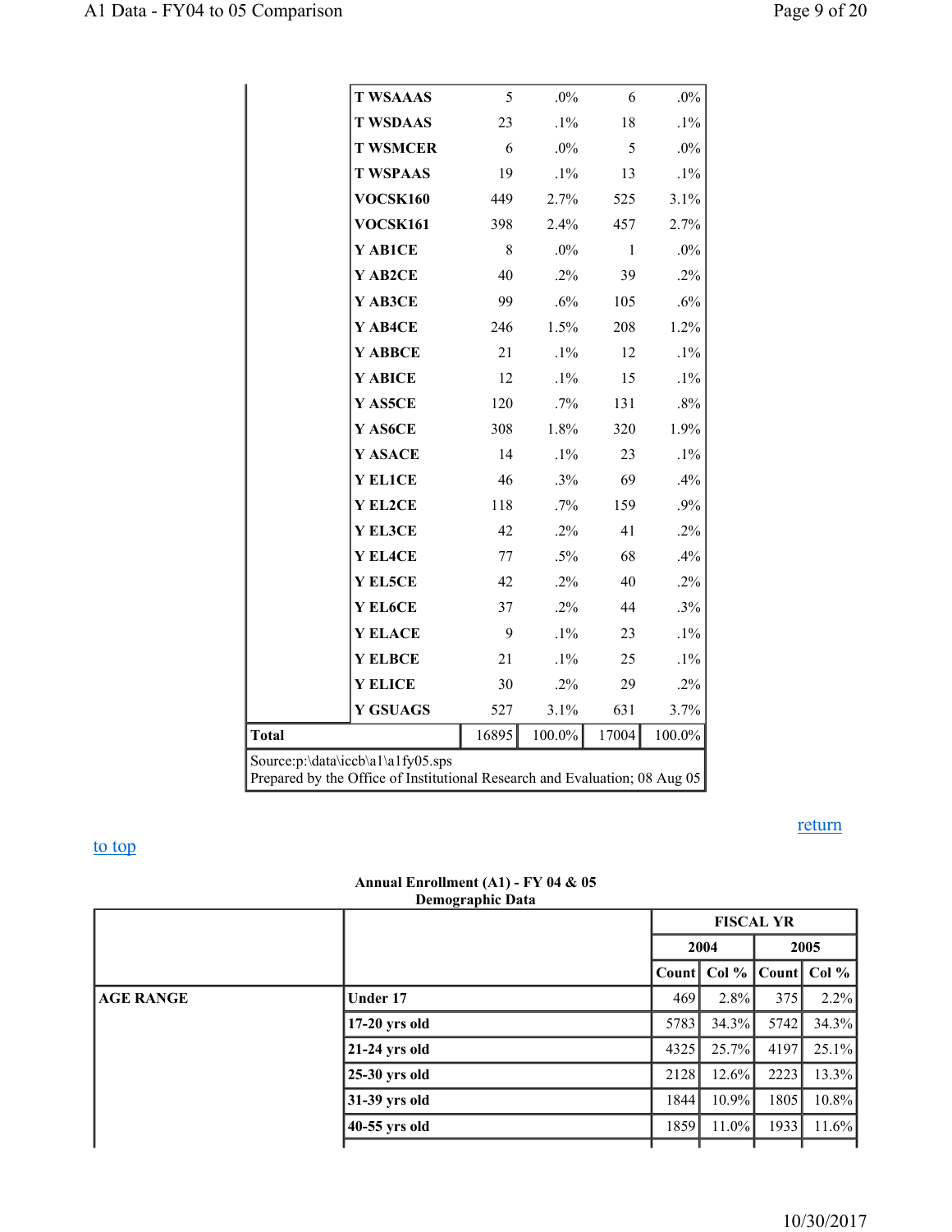| | | | | | |
|---|---|---|---|---|---|
| | T WSAAAS | 5 | .0% | 6 | .0% |
| | T WSDAAS | 23 | .1% | 18 | .1% |
| | T WSMCER | 6 | .0% | 5 | .0% |
| | T WSPAAS | 19 | .1% | 13 | .1% |
| | VOCSK160 | 449 | 2.7% | 525 | 3.1% |
| | VOCSK161 | 398 | 2.4% | 457 | 2.7% |
| | Y AB1CE | 8 | .0% | 1 | .0% |
| | Y AB2CE | 40 | .2% | 39 | .2% |
| | Y AB3CE | 99 | .6% | 105 | .6% |
| | Y AB4CE | 246 | 1.5% | 208 | 1.2% |
| | Y ABBCE | 21 | .1% | 12 | .1% |
| | Y ABICE | 12 | .1% | 15 | .1% |
| | Y AS5CE | 120 | .7% | 131 | .8% |
| | Y AS6CE | 308 | 1.8% | 320 | 1.9% |
| | Y ASACE | 14 | .1% | 23 | .1% |
| | Y EL1CE | 46 | .3% | 69 | .4% |
| | Y EL2CE | 118 | .7% | 159 | .9% |
| | Y EL3CE | 42 | .2% | 41 | .2% |
| | Y EL4CE | 77 | .5% | 68 | .4% |
| | Y EL5CE | 42 | .2% | 40 | .2% |
| | Y EL6CE | 37 | .2% | 44 | .3% |
| | Y ELACE | 9 | .1% | 23 | .1% |
| | Y ELBCE | 21 | .1% | 25 | .1% |
| | Y ELICE | 30 | .2% | 29 | .2% |
| | Y GSUAGS | 527 | 3.1% | 631 | 3.7% |
| **Total** | | 16895 | 100.0% | 17004 | 100.0% |

Source:p:\data\iccb\a1\a1fy05.sps
Prepared by the Office of Institutional Research and Evaluation; 08 Aug 05

return

to top

**Annual Enrollment (A1) - FY 04 & 05**
**Demographic Data**

| | | FISCAL YR | | | |
|---|---|---|---|---|---|
| | | 2004 | | 2005 | |
| | | Count | Col % | Count | Col % |
| **AGE RANGE** | **Under 17** | 469 | 2.8% | 375 | 2.2% |
| | **17-20 yrs old** | 5783 | 34.3% | 5742 | 34.3% |
| | **21-24 yrs old** | 4325 | 25.7% | 4197 | 25.1% |
| | **25-30 yrs old** | 2128 | 12.6% | 2223 | 13.3% |
| | **31-39 yrs old** | 1844 | 10.9% | 1805 | 10.8% |
| | **40-55 yrs old** | 1859 | 11.0% | 1933 | 11.6% |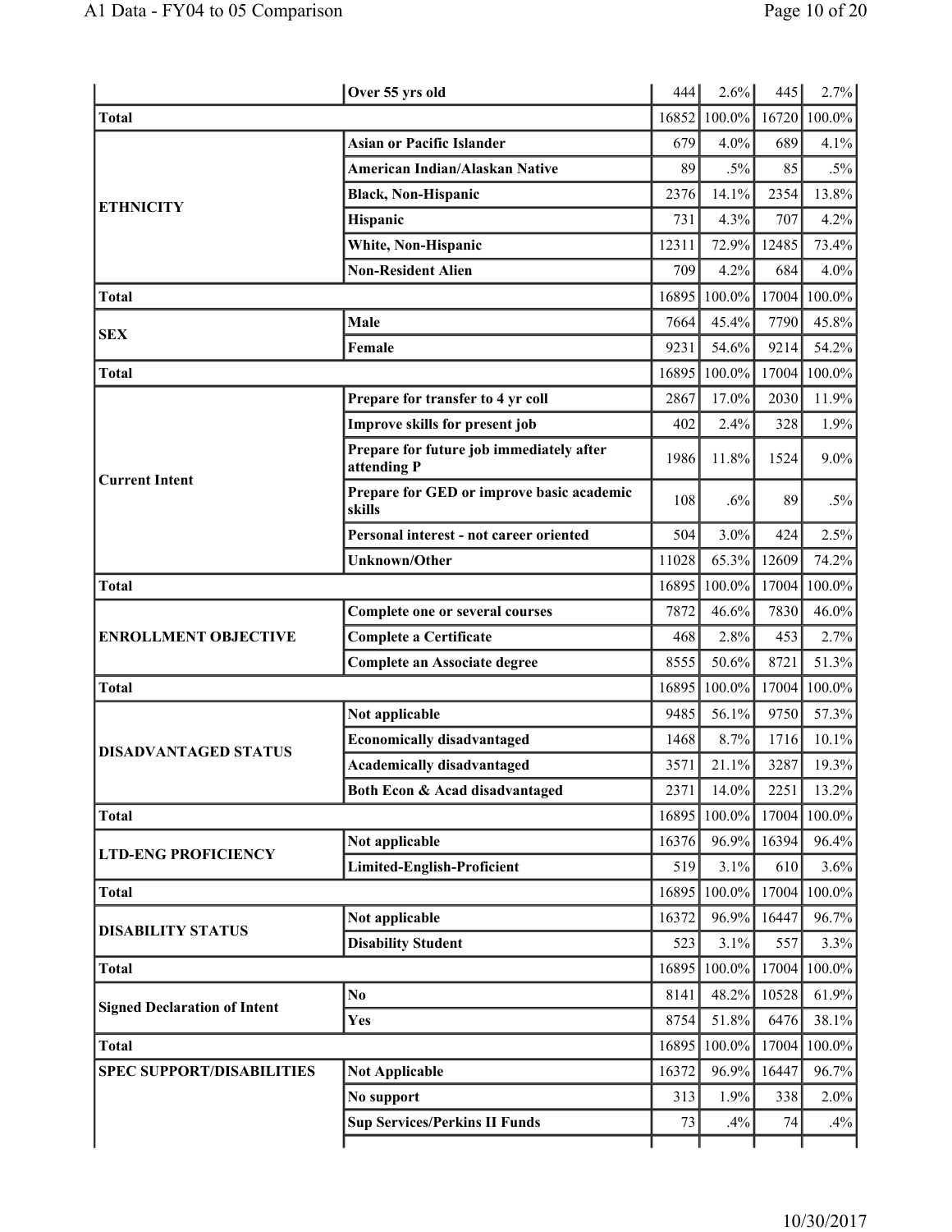| | | | | | |
|---|---|---|---|---|---|
| | **Over 55 yrs old** | 444 | 2.6% | 445 | 2.7% |
| **Total** | | 16852 | 100.0% | 16720 | 100.0% |
| **ETHNICITY** | **Asian or Pacific Islander** | 679 | 4.0% | 689 | 4.1% |
| | **American Indian/Alaskan Native** | 89 | .5% | 85 | .5% |
| | **Black, Non-Hispanic** | 2376 | 14.1% | 2354 | 13.8% |
| | **Hispanic** | 731 | 4.3% | 707 | 4.2% |
| | **White, Non-Hispanic** | 12311 | 72.9% | 12485 | 73.4% |
| | **Non-Resident Alien** | 709 | 4.2% | 684 | 4.0% |
| **Total** | | 16895 | 100.0% | 17004 | 100.0% |
| **SEX** | **Male** | 7664 | 45.4% | 7790 | 45.8% |
| | **Female** | 9231 | 54.6% | 9214 | 54.2% |
| **Total** | | 16895 | 100.0% | 17004 | 100.0% |
| **Current Intent** | **Prepare for transfer to 4 yr coll** | 2867 | 17.0% | 2030 | 11.9% |
| | **Improve skills for present job** | 402 | 2.4% | 328 | 1.9% |
| | **Prepare for future job immediately after attending P** | 1986 | 11.8% | 1524 | 9.0% |
| | **Prepare for GED or improve basic academic skills** | 108 | .6% | 89 | .5% |
| | **Personal interest - not career oriented** | 504 | 3.0% | 424 | 2.5% |
| | **Unknown/Other** | 11028 | 65.3% | 12609 | 74.2% |
| **Total** | | 16895 | 100.0% | 17004 | 100.0% |
| **ENROLLMENT OBJECTIVE** | **Complete one or several courses** | 7872 | 46.6% | 7830 | 46.0% |
| | **Complete a Certificate** | 468 | 2.8% | 453 | 2.7% |
| | **Complete an Associate degree** | 8555 | 50.6% | 8721 | 51.3% |
| **Total** | | 16895 | 100.0% | 17004 | 100.0% |
| **DISADVANTAGED STATUS** | **Not applicable** | 9485 | 56.1% | 9750 | 57.3% |
| | **Economically disadvantaged** | 1468 | 8.7% | 1716 | 10.1% |
| | **Academically disadvantaged** | 3571 | 21.1% | 3287 | 19.3% |
| | **Both Econ & Acad disadvantaged** | 2371 | 14.0% | 2251 | 13.2% |
| **Total** | | 16895 | 100.0% | 17004 | 100.0% |
| **LTD-ENG PROFICIENCY** | **Not applicable** | 16376 | 96.9% | 16394 | 96.4% |
| | **Limited-English-Proficient** | 519 | 3.1% | 610 | 3.6% |
| **Total** | | 16895 | 100.0% | 17004 | 100.0% |
| **DISABILITY STATUS** | **Not applicable** | 16372 | 96.9% | 16447 | 96.7% |
| | **Disability Student** | 523 | 3.1% | 557 | 3.3% |
| **Total** | | 16895 | 100.0% | 17004 | 100.0% |
| **Signed Declaration of Intent** | **No** | 8141 | 48.2% | 10528 | 61.9% |
| | **Yes** | 8754 | 51.8% | 6476 | 38.1% |
| **Total** | | 16895 | 100.0% | 17004 | 100.0% |
| **SPEC SUPPORT/DISABILITIES** | **Not Applicable** | 16372 | 96.9% | 16447 | 96.7% |
| | **No support** | 313 | 1.9% | 338 | 2.0% |
| | **Sup Services/Perkins II Funds** | 73 | .4% | 74 | .4% |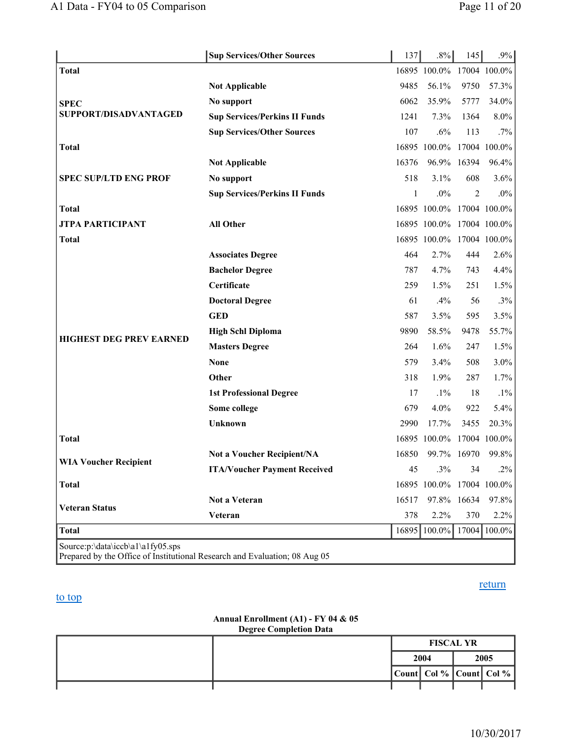| | | | | | |
|---|---|---|---|---|---|
| | **Sup Services/Other Sources** | 137 | .8% | 145 | .9% |
| **Total** | | 16895 | 100.0% | 17004 | 100.0% |
| **SPEC SUPPORT/DISADVANTAGED** | **Not Applicable** | 9485 | 56.1% | 9750 | 57.3% |
| | **No support** | 6062 | 35.9% | 5777 | 34.0% |
| | **Sup Services/Perkins II Funds** | 1241 | 7.3% | 1364 | 8.0% |
| | **Sup Services/Other Sources** | 107 | .6% | 113 | .7% |
| **Total** | | 16895 | 100.0% | 17004 | 100.0% |
| **SPEC SUP/LTD ENG PROF** | **Not Applicable** | 16376 | 96.9% | 16394 | 96.4% |
| | **No support** | 518 | 3.1% | 608 | 3.6% |
| | **Sup Services/Perkins II Funds** | 1 | .0% | 2 | .0% |
| **Total** | | 16895 | 100.0% | 17004 | 100.0% |
| **JTPA PARTICIPANT** | **All Other** | 16895 | 100.0% | 17004 | 100.0% |
| **Total** | | 16895 | 100.0% | 17004 | 100.0% |
| **HIGHEST DEG PREV EARNED** | **Associates Degree** | 464 | 2.7% | 444 | 2.6% |
| | **Bachelor Degree** | 787 | 4.7% | 743 | 4.4% |
| | **Certificate** | 259 | 1.5% | 251 | 1.5% |
| | **Doctoral Degree** | 61 | .4% | 56 | .3% |
| | **GED** | 587 | 3.5% | 595 | 3.5% |
| | **High Schl Diploma** | 9890 | 58.5% | 9478 | 55.7% |
| | **Masters Degree** | 264 | 1.6% | 247 | 1.5% |
| | **None** | 579 | 3.4% | 508 | 3.0% |
| | **Other** | 318 | 1.9% | 287 | 1.7% |
| | **1st Professional Degree** | 17 | .1% | 18 | .1% |
| | **Some college** | 679 | 4.0% | 922 | 5.4% |
| | **Unknown** | 2990 | 17.7% | 3455 | 20.3% |
| **Total** | | 16895 | 100.0% | 17004 | 100.0% |
| **WIA Voucher Recipient** | **Not a Voucher Recipient/NA** | 16850 | 99.7% | 16970 | 99.8% |
| | **ITA/Voucher Payment Received** | 45 | .3% | 34 | .2% |
| **Total** | | 16895 | 100.0% | 17004 | 100.0% |
| **Veteran Status** | **Not a Veteran** | 16517 | 97.8% | 16634 | 97.8% |
| | **Veteran** | 378 | 2.2% | 370 | 2.2% |
| **Total** | | 16895 | 100.0% | 17004 | 100.0% |

Source:p:\data\iccb\a1\a1fy05.sps
Prepared by the Office of Institutional Research and Evaluation; 08 Aug 05

return to top

**Annual Enrollment (A1) - FY 04 & 05**
**Degree Completion Data**

| | | FISCAL YR | | | |
|---|---|---|---|---|---|
| | | 2004 | | 2005 | |
| | | Count | Col % | Count | Col % |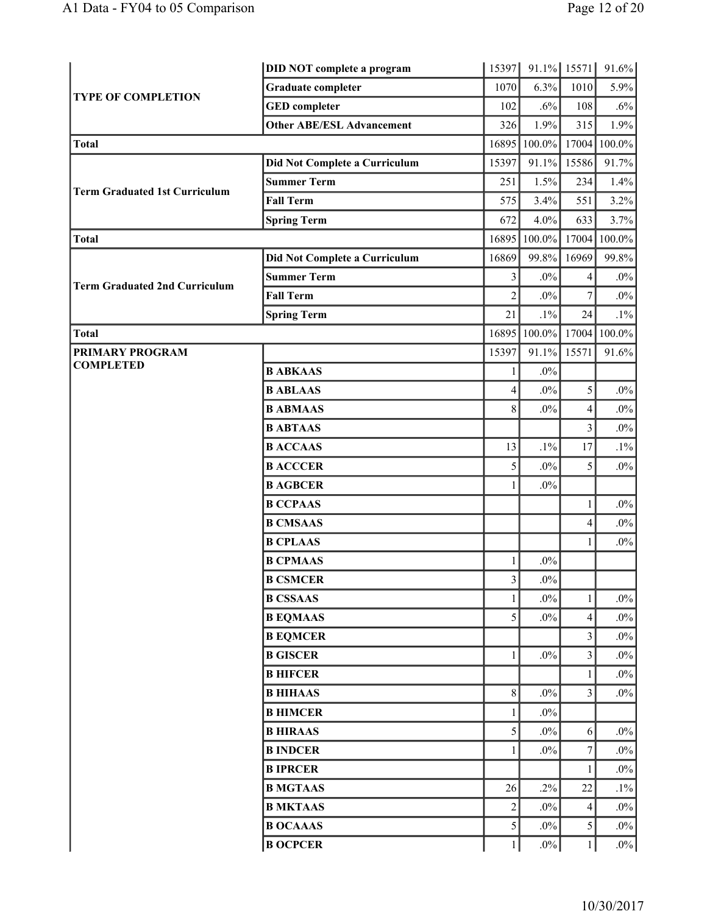| | | | | | |
|---|---|---|---|---|---|
| TYPE OF COMPLETION | DID NOT complete a program | 15397 | 91.1% | 15571 | 91.6% |
| | Graduate completer | 1070 | 6.3% | 1010 | 5.9% |
| | GED completer | 102 | .6% | 108 | .6% |
| | Other ABE/ESL Advancement | 326 | 1.9% | 315 | 1.9% |
| Total | | 16895 | 100.0% | 17004 | 100.0% |
| Term Graduated 1st Curriculum | Did Not Complete a Curriculum | 15397 | 91.1% | 15586 | 91.7% |
| | Summer Term | 251 | 1.5% | 234 | 1.4% |
| | Fall Term | 575 | 3.4% | 551 | 3.2% |
| | Spring Term | 672 | 4.0% | 633 | 3.7% |
| Total | | 16895 | 100.0% | 17004 | 100.0% |
| Term Graduated 2nd Curriculum | Did Not Complete a Curriculum | 16869 | 99.8% | 16969 | 99.8% |
| | Summer Term | 3 | .0% | 4 | .0% |
| | Fall Term | 2 | .0% | 7 | .0% |
| | Spring Term | 21 | .1% | 24 | .1% |
| Total | | 16895 | 100.0% | 17004 | 100.0% |
| PRIMARY PROGRAM COMPLETED | | 15397 | 91.1% | 15571 | 91.6% |
| | B ABKAAS | 1 | .0% | | |
| | B ABLAAS | 4 | .0% | 5 | .0% |
| | B ABMAAS | 8 | .0% | 4 | .0% |
| | B ABTAAS | | | 3 | .0% |
| | B ACCAAS | 13 | .1% | 17 | .1% |
| | B ACCCER | 5 | .0% | 5 | .0% |
| | B AGBCER | 1 | .0% | | |
| | B CCPAAS | | | 1 | .0% |
| | B CMSAAS | | | 4 | .0% |
| | B CPLAAS | | | 1 | .0% |
| | B CPMAAS | 1 | .0% | | |
| | B CSMCER | 3 | .0% | | |
| | B CSSAAS | 1 | .0% | 1 | .0% |
| | B EQMAAS | 5 | .0% | 4 | .0% |
| | B EQMCER | | | 3 | .0% |
| | B GISCER | 1 | .0% | 3 | .0% |
| | B HIFCER | | | 1 | .0% |
| | B HIHAAS | 8 | .0% | 3 | .0% |
| | B HIMCER | 1 | .0% | | |
| | B HIRAAS | 5 | .0% | 6 | .0% |
| | B INDCER | 1 | .0% | 7 | .0% |
| | B IPRCER | | | 1 | .0% |
| | B MGTAAS | 26 | .2% | 22 | .1% |
| | B MKTAAS | 2 | .0% | 4 | .0% |
| | B OCAAAS | 5 | .0% | 5 | .0% |
| | B OCPCER | 1 | .0% | 1 | .0% |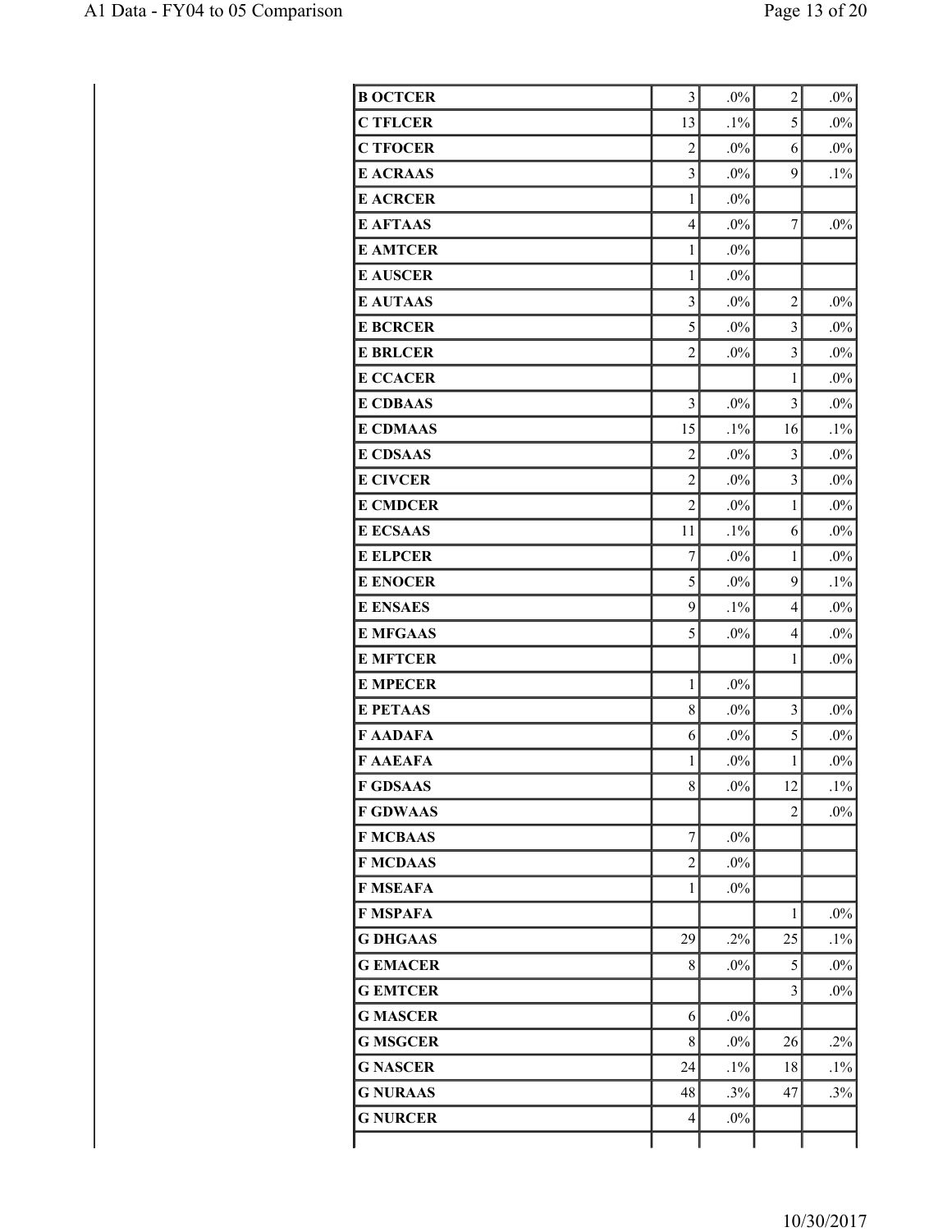| | | | | |
|---|---|---|---|---|
| **B OCTCER** | 3 | .0% | 2 | .0% |
| **C TFLCER** | 13 | .1% | 5 | .0% |
| **C TFOCER** | 2 | .0% | 6 | .0% |
| **E ACRAAS** | 3 | .0% | 9 | .1% |
| **E ACRCER** | 1 | .0% | | |
| **E AFTAAS** | 4 | .0% | 7 | .0% |
| **E AMTCER** | 1 | .0% | | |
| **E AUSCER** | 1 | .0% | | |
| **E AUTAAS** | 3 | .0% | 2 | .0% |
| **E BCRCER** | 5 | .0% | 3 | .0% |
| **E BRLCER** | 2 | .0% | 3 | .0% |
| **E CCACER** | | | 1 | .0% |
| **E CDBAAS** | 3 | .0% | 3 | .0% |
| **E CDMAAS** | 15 | .1% | 16 | .1% |
| **E CDSAAS** | 2 | .0% | 3 | .0% |
| **E CIVCER** | 2 | .0% | 3 | .0% |
| **E CMDCER** | 2 | .0% | 1 | .0% |
| **E ECSAAS** | 11 | .1% | 6 | .0% |
| **E ELPCER** | 7 | .0% | 1 | .0% |
| **E ENOCER** | 5 | .0% | 9 | .1% |
| **E ENSAES** | 9 | .1% | 4 | .0% |
| **E MFGAAS** | 5 | .0% | 4 | .0% |
| **E MFTCER** | | | 1 | .0% |
| **E MPECER** | 1 | .0% | | |
| **E PETAAS** | 8 | .0% | 3 | .0% |
| **F AADAFA** | 6 | .0% | 5 | .0% |
| **F AAEAFA** | 1 | .0% | 1 | .0% |
| **F GDSAAS** | 8 | .0% | 12 | .1% |
| **F GDWAAS** | | | 2 | .0% |
| **F MCBAAS** | 7 | .0% | | |
| **F MCDAAS** | 2 | .0% | | |
| **F MSEAFA** | 1 | .0% | | |
| **F MSPAFA** | | | 1 | .0% |
| **G DHGAAS** | 29 | .2% | 25 | .1% |
| **G EMACER** | 8 | .0% | 5 | .0% |
| **G EMTCER** | | | 3 | .0% |
| **G MASCER** | 6 | .0% | | |
| **G MSGCER** | 8 | .0% | 26 | .2% |
| **G NASCER** | 24 | .1% | 18 | .1% |
| **G NURAAS** | 48 | .3% | 47 | .3% |
| **G NURCER** | 4 | .0% | | |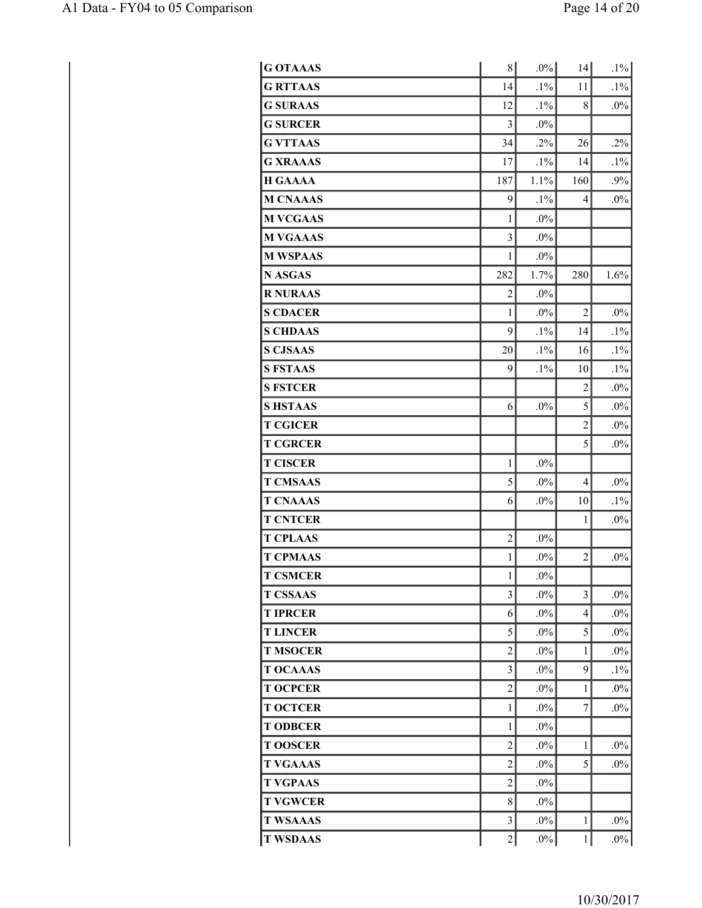| | | | | |
|---|---|---|---|---|
| **G OTAAAS** | 8 | .0% | 14 | .1% |
| **G RTTAAS** | 14 | .1% | 11 | .1% |
| **G SURAAS** | 12 | .1% | 8 | .0% |
| **G SURCER** | 3 | .0% | | |
| **G VTTAAS** | 34 | .2% | 26 | .2% |
| **G XRAAAS** | 17 | .1% | 14 | .1% |
| **H GAAAA** | 187 | 1.1% | 160 | .9% |
| **M CNAAAS** | 9 | .1% | 4 | .0% |
| **M VCGAAS** | 1 | .0% | | |
| **M VGAAAS** | 3 | .0% | | |
| **M WSPAAS** | 1 | .0% | | |
| **N ASGAS** | 282 | 1.7% | 280 | 1.6% |
| **R NURAAS** | 2 | .0% | | |
| **S CDACER** | 1 | .0% | 2 | .0% |
| **S CHDAAS** | 9 | .1% | 14 | .1% |
| **S CJSAAS** | 20 | .1% | 16 | .1% |
| **S FSTAAS** | 9 | .1% | 10 | .1% |
| **S FSTCER** | | | 2 | .0% |
| **S HSTAAS** | 6 | .0% | 5 | .0% |
| **T CGICER** | | | 2 | .0% |
| **T CGRCER** | | | 5 | .0% |
| **T CISCER** | 1 | .0% | | |
| **T CMSAAS** | 5 | .0% | 4 | .0% |
| **T CNAAAS** | 6 | .0% | 10 | .1% |
| **T CNTCER** | | | 1 | .0% |
| **T CPLAAS** | 2 | .0% | | |
| **T CPMAAS** | 1 | .0% | 2 | .0% |
| **T CSMCER** | 1 | .0% | | |
| **T CSSAAS** | 3 | .0% | 3 | .0% |
| **T IPRCER** | 6 | .0% | 4 | .0% |
| **T LINCER** | 5 | .0% | 5 | .0% |
| **T MSOCER** | 2 | .0% | 1 | .0% |
| **T OCAAAS** | 3 | .0% | 9 | .1% |
| **T OCPCER** | 2 | .0% | 1 | .0% |
| **T OCTCER** | 1 | .0% | 7 | .0% |
| **T ODBCER** | 1 | .0% | | |
| **T OOSCER** | 2 | .0% | 1 | .0% |
| **T VGAAAS** | 2 | .0% | 5 | .0% |
| **T VGPAAS** | 2 | .0% | | |
| **T VGWCER** | 8 | .0% | | |
| **T WSAAAS** | 3 | .0% | 1 | .0% |
| **T WSDAAS** | 2 | .0% | 1 | .0% |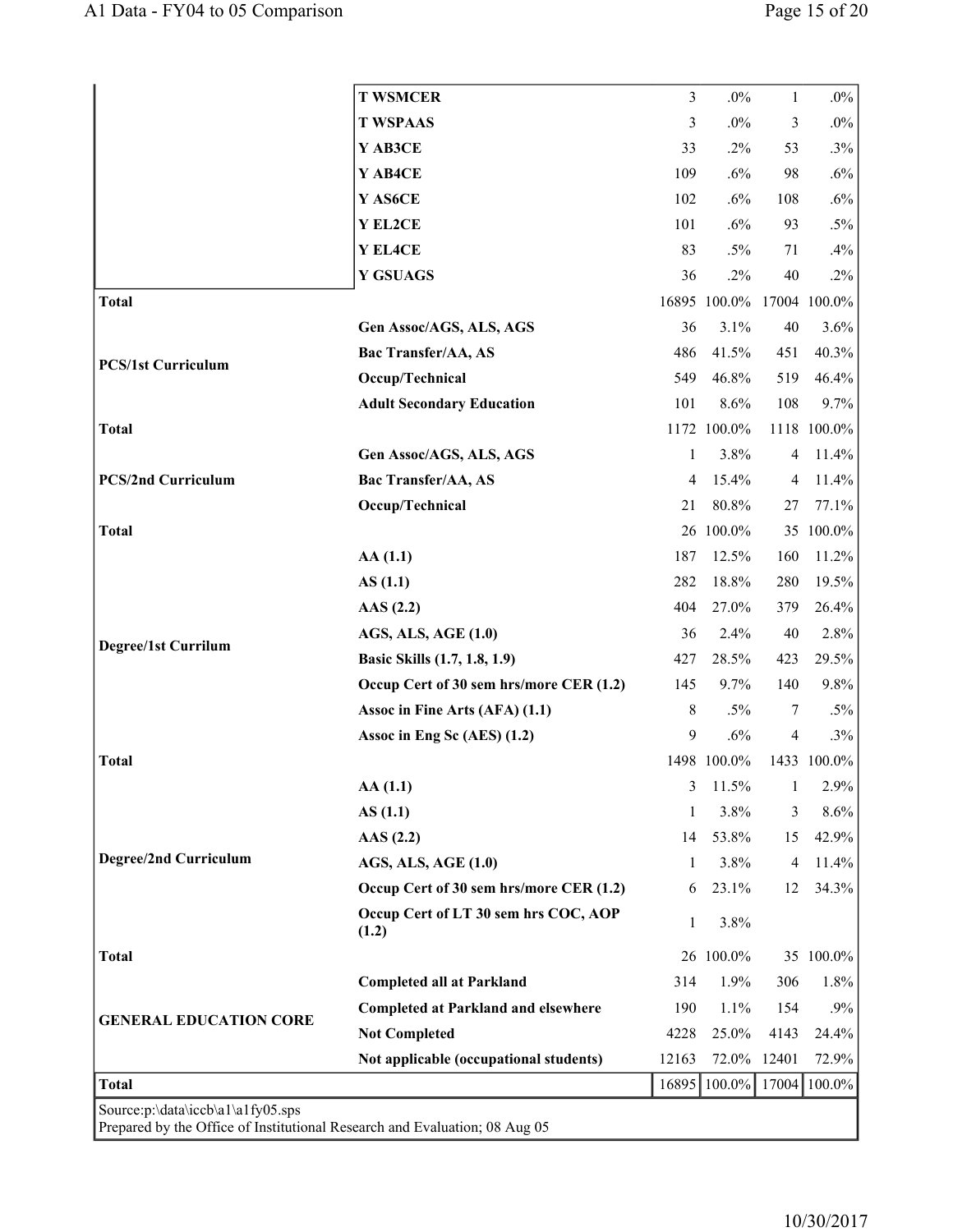| | | | | | |
|---|---|---|---|---|---|
| | T WSMCER | 3 | .0% | 1 | .0% |
| | T WSPAAS | 3 | .0% | 3 | .0% |
| | Y AB3CE | 33 | .2% | 53 | .3% |
| | Y AB4CE | 109 | .6% | 98 | .6% |
| | Y AS6CE | 102 | .6% | 108 | .6% |
| | Y EL2CE | 101 | .6% | 93 | .5% |
| | Y EL4CE | 83 | .5% | 71 | .4% |
| | Y GSUAGS | 36 | .2% | 40 | .2% |
| **Total** | | 16895 | 100.0% | 17004 | 100.0% |
| **PCS/1st Curriculum** | Gen Assoc/AGS, ALS, AGS | 36 | 3.1% | 40 | 3.6% |
| | Bac Transfer/AA, AS | 486 | 41.5% | 451 | 40.3% |
| | Occup/Technical | 549 | 46.8% | 519 | 46.4% |
| | Adult Secondary Education | 101 | 8.6% | 108 | 9.7% |
| **Total** | | 1172 | 100.0% | 1118 | 100.0% |
| **PCS/2nd Curriculum** | Gen Assoc/AGS, ALS, AGS | 1 | 3.8% | 4 | 11.4% |
| | Bac Transfer/AA, AS | 4 | 15.4% | 4 | 11.4% |
| | Occup/Technical | 21 | 80.8% | 27 | 77.1% |
| **Total** | | 26 | 100.0% | 35 | 100.0% |
| **Degree/1st Currilum** | AA (1.1) | 187 | 12.5% | 160 | 11.2% |
| | AS (1.1) | 282 | 18.8% | 280 | 19.5% |
| | AAS (2.2) | 404 | 27.0% | 379 | 26.4% |
| | AGS, ALS, AGE (1.0) | 36 | 2.4% | 40 | 2.8% |
| | Basic Skills (1.7, 1.8, 1.9) | 427 | 28.5% | 423 | 29.5% |
| | Occup Cert of 30 sem hrs/more CER (1.2) | 145 | 9.7% | 140 | 9.8% |
| | Assoc in Fine Arts (AFA) (1.1) | 8 | .5% | 7 | .5% |
| | Assoc in Eng Sc (AES) (1.2) | 9 | .6% | 4 | .3% |
| **Total** | | 1498 | 100.0% | 1433 | 100.0% |
| **Degree/2nd Curriculum** | AA (1.1) | 3 | 11.5% | 1 | 2.9% |
| | AS (1.1) | 1 | 3.8% | 3 | 8.6% |
| | AAS (2.2) | 14 | 53.8% | 15 | 42.9% |
| | AGS, ALS, AGE (1.0) | 1 | 3.8% | 4 | 11.4% |
| | Occup Cert of 30 sem hrs/more CER (1.2) | 6 | 23.1% | 12 | 34.3% |
| | Occup Cert of LT 30 sem hrs COC, AOP (1.2) | 1 | 3.8% | | |
| **Total** | | 26 | 100.0% | 35 | 100.0% |
| **GENERAL EDUCATION CORE** | Completed all at Parkland | 314 | 1.9% | 306 | 1.8% |
| | Completed at Parkland and elsewhere | 190 | 1.1% | 154 | .9% |
| | Not Completed | 4228 | 25.0% | 4143 | 24.4% |
| | Not applicable (occupational students) | 12163 | 72.0% | 12401 | 72.9% |
| **Total** | | 16895 | 100.0% | 17004 | 100.0% |

Source:p:\data\iccb\a1\a1fy05.sps
Prepared by the Office of Institutional Research and Evaluation; 08 Aug 05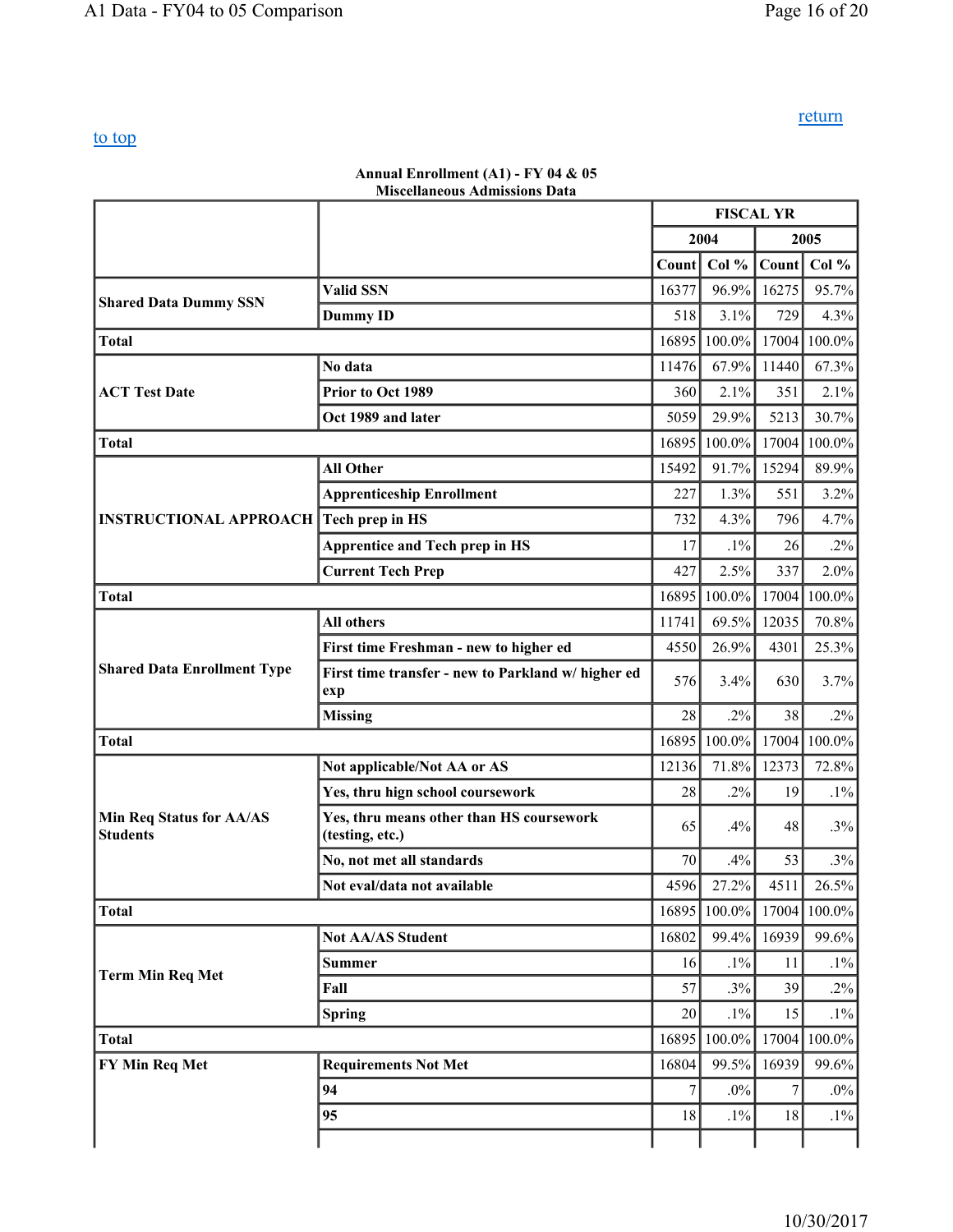return

to top

**Annual Enrollment (A1) - FY 04 & 05**
**Miscellaneous Admissions Data**

| | | FISCAL YR | | | |
|---|---|---|---|---|---|
| | | 2004 | | 2005 | |
| | | Count | Col % | Count | Col % |
| **Shared Data Dummy SSN** | **Valid SSN** | 16377 | 96.9% | 16275 | 95.7% |
| | **Dummy ID** | 518 | 3.1% | 729 | 4.3% |
| **Total** | | 16895 | 100.0% | 17004 | 100.0% |
| **ACT Test Date** | **No data** | 11476 | 67.9% | 11440 | 67.3% |
| | **Prior to Oct 1989** | 360 | 2.1% | 351 | 2.1% |
| | **Oct 1989 and later** | 5059 | 29.9% | 5213 | 30.7% |
| **Total** | | 16895 | 100.0% | 17004 | 100.0% |
| **INSTRUCTIONAL APPROACH** | **All Other** | 15492 | 91.7% | 15294 | 89.9% |
| | **Apprenticeship Enrollment** | 227 | 1.3% | 551 | 3.2% |
| | **Tech prep in HS** | 732 | 4.3% | 796 | 4.7% |
| | **Apprentice and Tech prep in HS** | 17 | .1% | 26 | .2% |
| | **Current Tech Prep** | 427 | 2.5% | 337 | 2.0% |
| **Total** | | 16895 | 100.0% | 17004 | 100.0% |
| **Shared Data Enrollment Type** | **All others** | 11741 | 69.5% | 12035 | 70.8% |
| | **First time Freshman - new to higher ed** | 4550 | 26.9% | 4301 | 25.3% |
| | **First time transfer - new to Parkland w/ higher ed exp** | 576 | 3.4% | 630 | 3.7% |
| | **Missing** | 28 | .2% | 38 | .2% |
| **Total** | | 16895 | 100.0% | 17004 | 100.0% |
| **Min Req Status for AA/AS Students** | **Not applicable/Not AA or AS** | 12136 | 71.8% | 12373 | 72.8% |
| | **Yes, thru hign school coursework** | 28 | .2% | 19 | .1% |
| | **Yes, thru means other than HS coursework (testing, etc.)** | 65 | .4% | 48 | .3% |
| | **No, not met all standards** | 70 | .4% | 53 | .3% |
| | **Not eval/data not available** | 4596 | 27.2% | 4511 | 26.5% |
| **Total** | | 16895 | 100.0% | 17004 | 100.0% |
| **Term Min Req Met** | **Not AA/AS Student** | 16802 | 99.4% | 16939 | 99.6% |
| | **Summer** | 16 | .1% | 11 | .1% |
| | **Fall** | 57 | .3% | 39 | .2% |
| | **Spring** | 20 | .1% | 15 | .1% |
| **Total** | | 16895 | 100.0% | 17004 | 100.0% |
| **FY Min Req Met** | **Requirements Not Met** | 16804 | 99.5% | 16939 | 99.6% |
| | **94** | 7 | .0% | 7 | .0% |
| | **95** | 18 | .1% | 18 | .1% |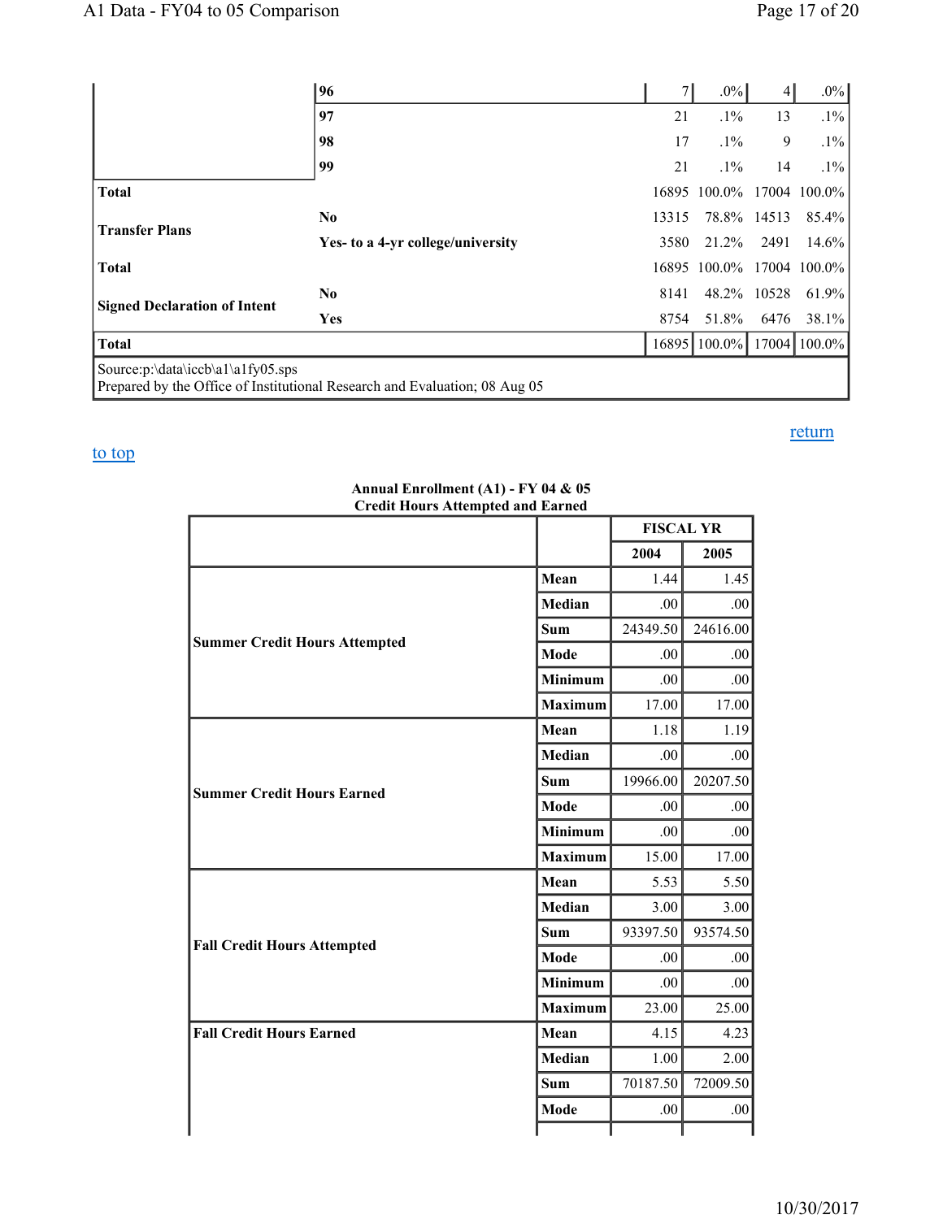| | | | | | |
|---|---|---|---|---|---|
| | 96 | 7 | .0% | 4 | .0% |
| | 97 | 21 | .1% | 13 | .1% |
| | 98 | 17 | .1% | 9 | .1% |
| | 99 | 21 | .1% | 14 | .1% |
| **Total** | | 16895 | 100.0% | 17004 | 100.0% |
| **Transfer Plans** | **No** | 13315 | 78.8% | 14513 | 85.4% |
| | **Yes- to a 4-yr college/university** | 3580 | 21.2% | 2491 | 14.6% |
| **Total** | | 16895 | 100.0% | 17004 | 100.0% |
| **Signed Declaration of Intent** | **No** | 8141 | 48.2% | 10528 | 61.9% |
| | **Yes** | 8754 | 51.8% | 6476 | 38.1% |
| **Total** | | 16895 | 100.0% | 17004 | 100.0% |

Source:p:\data\iccb\a1\a1fy05.sps
Prepared by the Office of Institutional Research and Evaluation; 08 Aug 05

return

to top

**Annual Enrollment (A1) - FY 04 & 05**
**Credit Hours Attempted and Earned**

| | | FISCAL YR | |
|---|---|---|---|
| | | **2004** | **2005** |
| **Summer Credit Hours Attempted** | **Mean** | 1.44 | 1.45 |
| | **Median** | .00 | .00 |
| | **Sum** | 24349.50 | 24616.00 |
| | **Mode** | .00 | .00 |
| | **Minimum** | .00 | .00 |
| | **Maximum** | 17.00 | 17.00 |
| **Summer Credit Hours Earned** | **Mean** | 1.18 | 1.19 |
| | **Median** | .00 | .00 |
| | **Sum** | 19966.00 | 20207.50 |
| | **Mode** | .00 | .00 |
| | **Minimum** | .00 | .00 |
| | **Maximum** | 15.00 | 17.00 |
| **Fall Credit Hours Attempted** | **Mean** | 5.53 | 5.50 |
| | **Median** | 3.00 | 3.00 |
| | **Sum** | 93397.50 | 93574.50 |
| | **Mode** | .00 | .00 |
| | **Minimum** | .00 | .00 |
| | **Maximum** | 23.00 | 25.00 |
| **Fall Credit Hours Earned** | **Mean** | 4.15 | 4.23 |
| | **Median** | 1.00 | 2.00 |
| | **Sum** | 70187.50 | 72009.50 |
| | **Mode** | .00 | .00 |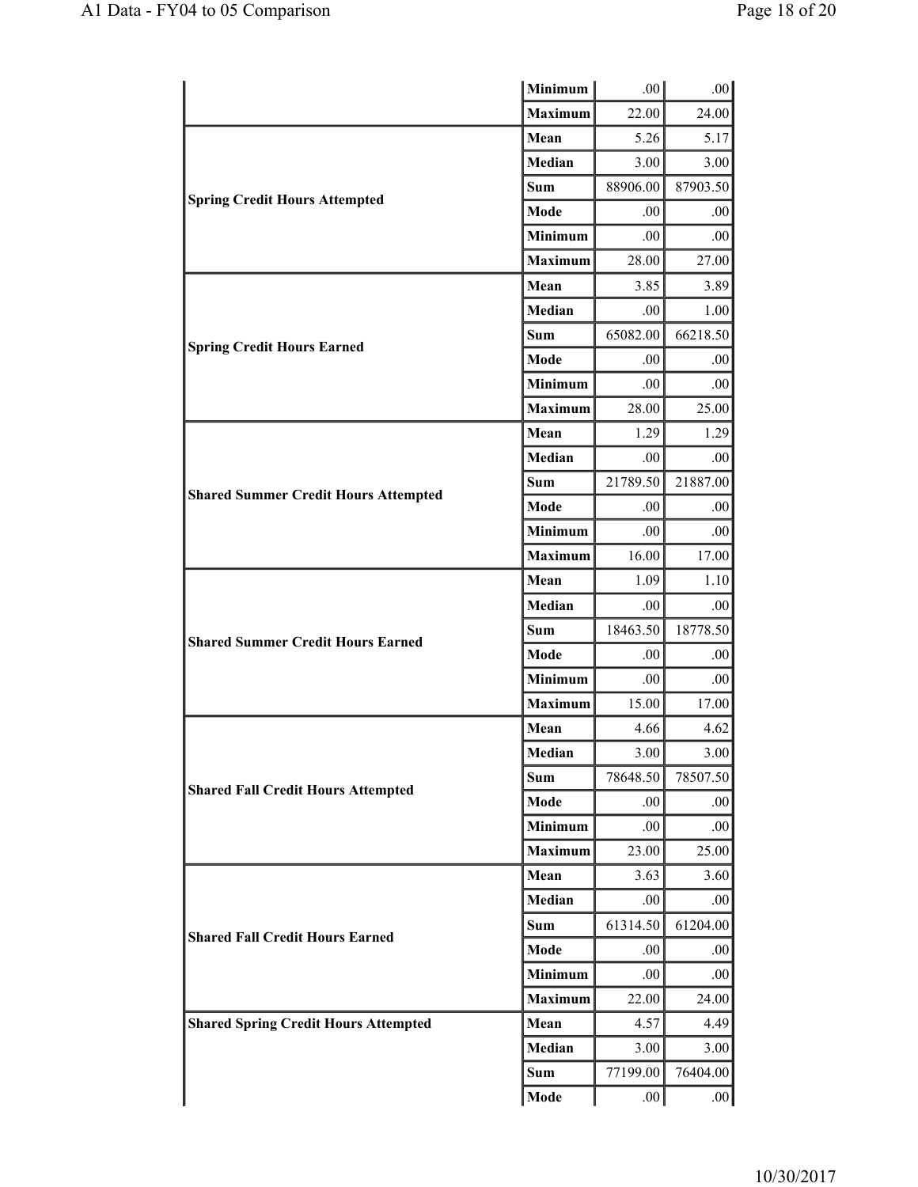| | | | |
|---|---|---|---|
| | Minimum | .00 | .00 |
| | Maximum | 22.00 | 24.00 |
| Spring Credit Hours Attempted | Mean | 5.26 | 5.17 |
| | Median | 3.00 | 3.00 |
| | Sum | 88906.00 | 87903.50 |
| | Mode | .00 | .00 |
| | Minimum | .00 | .00 |
| | Maximum | 28.00 | 27.00 |
| Spring Credit Hours Earned | Mean | 3.85 | 3.89 |
| | Median | .00 | 1.00 |
| | Sum | 65082.00 | 66218.50 |
| | Mode | .00 | .00 |
| | Minimum | .00 | .00 |
| | Maximum | 28.00 | 25.00 |
| Shared Summer Credit Hours Attempted | Mean | 1.29 | 1.29 |
| | Median | .00 | .00 |
| | Sum | 21789.50 | 21887.00 |
| | Mode | .00 | .00 |
| | Minimum | .00 | .00 |
| | Maximum | 16.00 | 17.00 |
| Shared Summer Credit Hours Earned | Mean | 1.09 | 1.10 |
| | Median | .00 | .00 |
| | Sum | 18463.50 | 18778.50 |
| | Mode | .00 | .00 |
| | Minimum | .00 | .00 |
| | Maximum | 15.00 | 17.00 |
| Shared Fall Credit Hours Attempted | Mean | 4.66 | 4.62 |
| | Median | 3.00 | 3.00 |
| | Sum | 78648.50 | 78507.50 |
| | Mode | .00 | .00 |
| | Minimum | .00 | .00 |
| | Maximum | 23.00 | 25.00 |
| Shared Fall Credit Hours Earned | Mean | 3.63 | 3.60 |
| | Median | .00 | .00 |
| | Sum | 61314.50 | 61204.00 |
| | Mode | .00 | .00 |
| | Minimum | .00 | .00 |
| | Maximum | 22.00 | 24.00 |
| Shared Spring Credit Hours Attempted | Mean | 4.57 | 4.49 |
| | Median | 3.00 | 3.00 |
| | Sum | 77199.00 | 76404.00 |
| | Mode | .00 | .00 |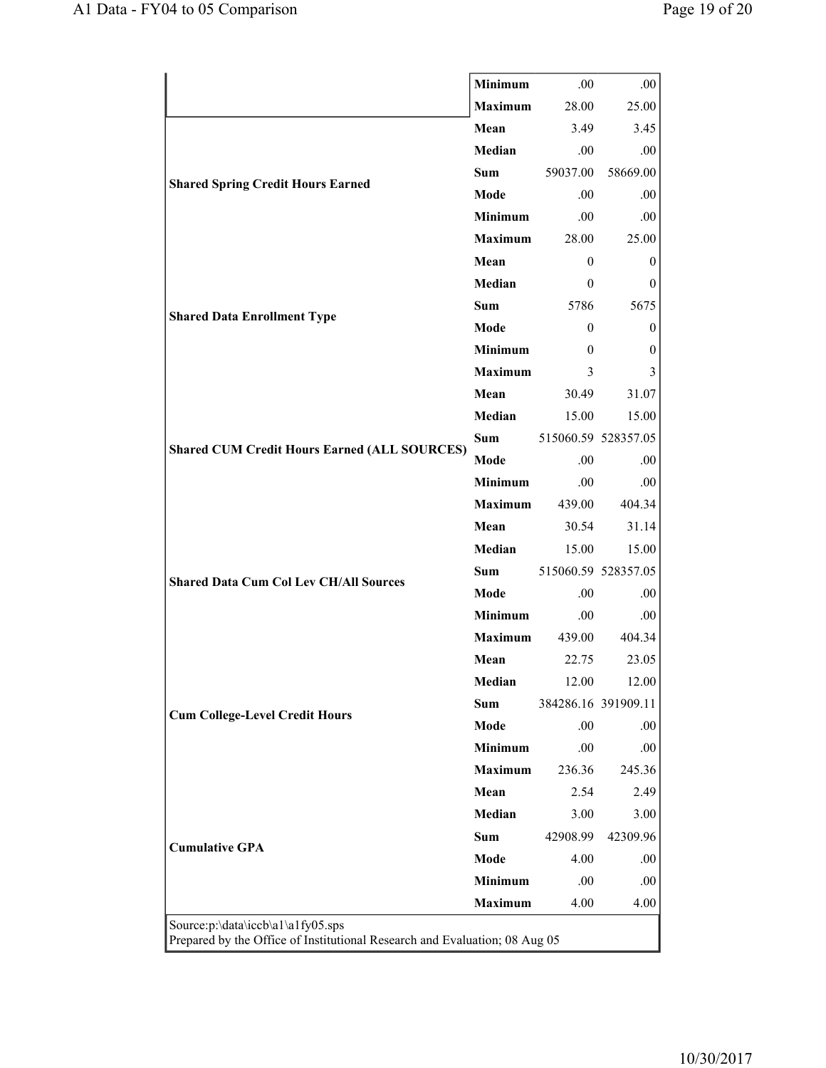| | | | |
|---|---|---|---|
| | Minimum | .00 | .00 |
| | Maximum | 28.00 | 25.00 |
| Shared Spring Credit Hours Earned | Mean | 3.49 | 3.45 |
| | Median | .00 | .00 |
| | Sum | 59037.00 | 58669.00 |
| | Mode | .00 | .00 |
| | Minimum | .00 | .00 |
| | Maximum | 28.00 | 25.00 |
| Shared Data Enrollment Type | Mean | 0 | 0 |
| | Median | 0 | 0 |
| | Sum | 5786 | 5675 |
| | Mode | 0 | 0 |
| | Minimum | 0 | 0 |
| | Maximum | 3 | 3 |
| Shared CUM Credit Hours Earned (ALL SOURCES) | Mean | 30.49 | 31.07 |
| | Median | 15.00 | 15.00 |
| | Sum | 515060.59 | 528357.05 |
| | Mode | .00 | .00 |
| | Minimum | .00 | .00 |
| | Maximum | 439.00 | 404.34 |
| Shared Data Cum Col Lev CH/All Sources | Mean | 30.54 | 31.14 |
| | Median | 15.00 | 15.00 |
| | Sum | 515060.59 | 528357.05 |
| | Mode | .00 | .00 |
| | Minimum | .00 | .00 |
| | Maximum | 439.00 | 404.34 |
| Cum College-Level Credit Hours | Mean | 22.75 | 23.05 |
| | Median | 12.00 | 12.00 |
| | Sum | 384286.16 | 391909.11 |
| | Mode | .00 | .00 |
| | Minimum | .00 | .00 |
| | Maximum | 236.36 | 245.36 |
| Cumulative GPA | Mean | 2.54 | 2.49 |
| | Median | 3.00 | 3.00 |
| | Sum | 42908.99 | 42309.96 |
| | Mode | 4.00 | .00 |
| | Minimum | .00 | .00 |
| | Maximum | 4.00 | 4.00 |

Source:p:\data\iccb\a1\a1fy05.sps
Prepared by the Office of Institutional Research and Evaluation; 08 Aug 05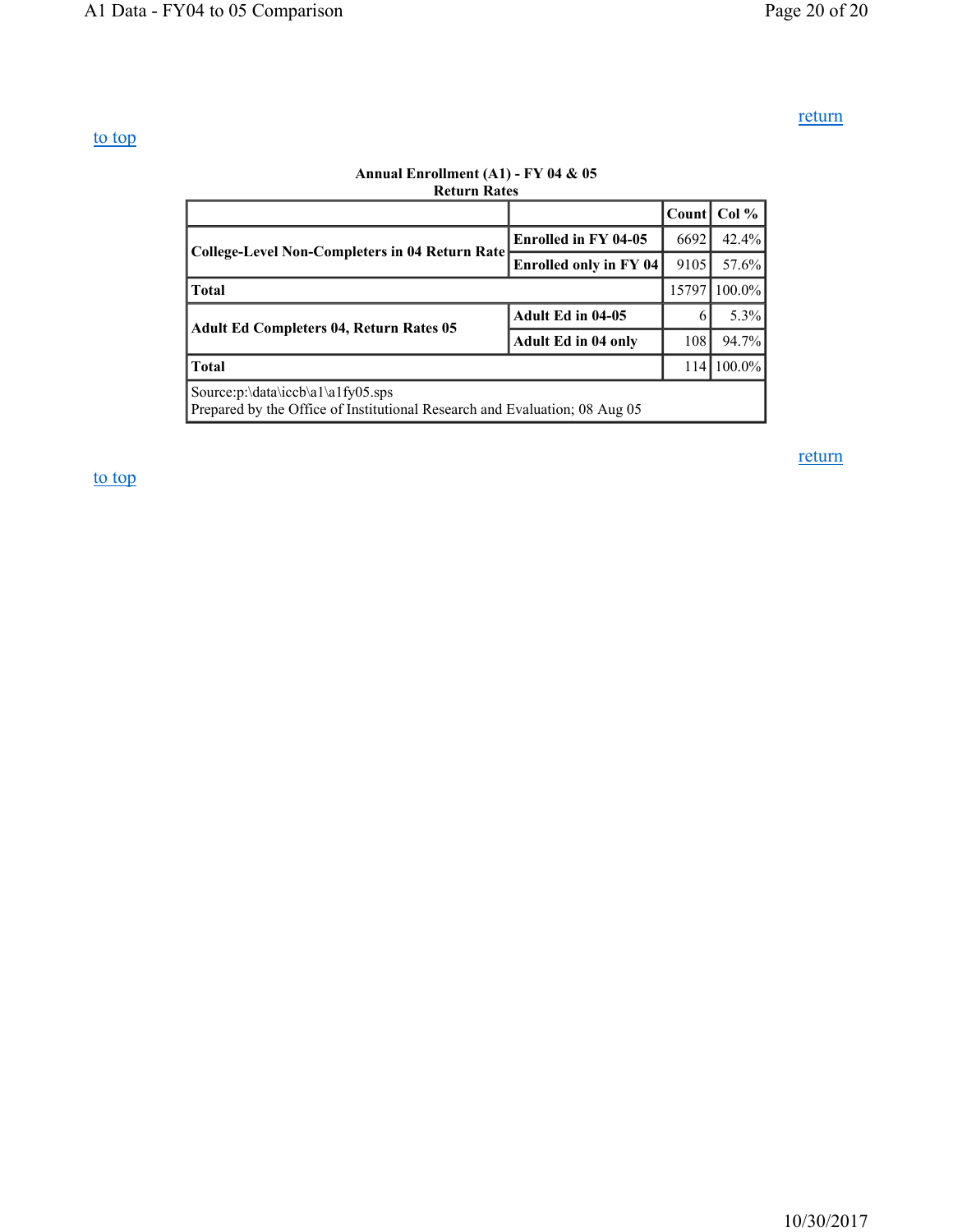return

to top

**Annual Enrollment (A1) - FY 04 & 05**
**Return Rates**

| | | Count | Col % |
|---|---|---|---|
| College-Level Non-Completers in 04 Return Rate | Enrolled in FY 04-05 | 6692 | 42.4% |
| | Enrolled only in FY 04 | 9105 | 57.6% |
| Total | | 15797 | 100.0% |
| Adult Ed Completers 04, Return Rates 05 | Adult Ed in 04-05 | 6 | 5.3% |
| | Adult Ed in 04 only | 108 | 94.7% |
| Total | | 114 | 100.0% |

Source:p:\data\iccb\a1\a1fy05.sps
Prepared by the Office of Institutional Research and Evaluation; 08 Aug 05

return

to top